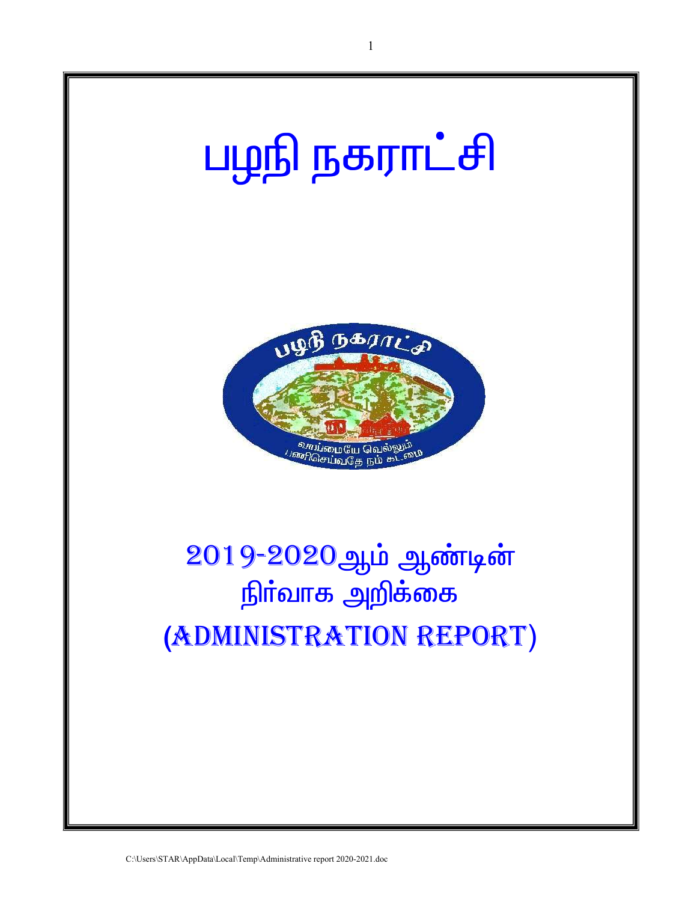# பழநி நகராட்சி

## 2019-2020ஆம் ஆண்டின் நிர்வாக அறிக்கை

## (ADMINISTRATION REPORT)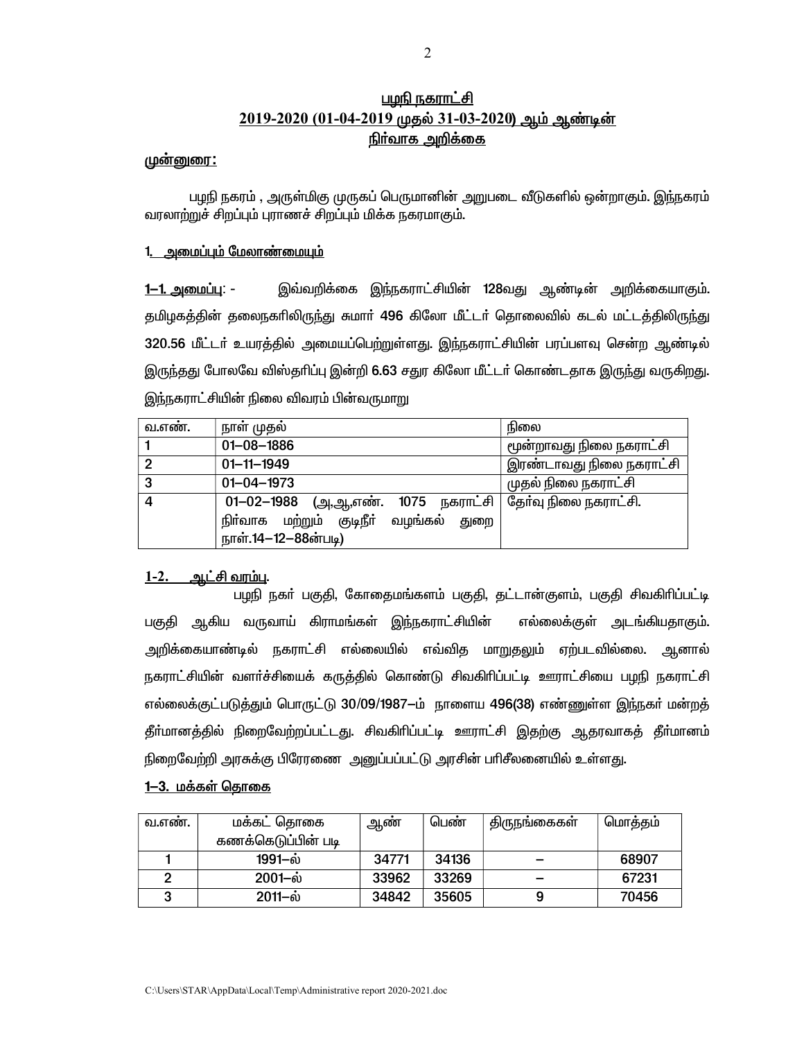## பழநி நகராட்சி
## 2019-2020 (01-04-2019 முதல் 31-03-2020) ஆம் ஆண்டின்
## நிர்வாக அறிக்கை

**முன்னுரை:**

பழநி நகரம் , அருள்மிகு முருகப் பெருமானின் அறுபடை வீடுகளில் ஒன்றாகும். இந்நகரம் வரலாற்றுச் சிறப்பும் புராணச் சிறப்பும் மிக்க நகரமாகும்.

### 1. அமைப்பும் மேலாண்மையும்

**1–1. அமைப்பு**: - இவ்வறிக்கை இந்நகராட்சியின் 128வது ஆண்டின் அறிக்கையாகும். தமிழகத்தின் தலைநகரிலிருந்து சுமார் 496 கிலோ மீட்டர் தொலைவில் கடல் மட்டத்திலிருந்து 320.56 மீட்டர் உயரத்தில் அமையப்பெற்றுள்ளது. இந்நகராட்சியின் பரப்பளவு சென்ற ஆண்டில் இருந்தது போலவே விஸ்தரிப்பு இன்றி 6.63 சதுர கிலோ மீட்டர் கொண்டதாக இருந்து வருகிறது. இந்நகராட்சியின் நிலை விவரம் பின்வருமாறு

| வ.எண். | நாள் முதல் | நிலை |
|---|---|---|
| 1 | 01–08–1886 | மூன்றாவது நிலை நகராட்சி |
| 2 | 01–11–1949 | இரண்டாவது நிலை நகராட்சி |
| 3 | 01–04–1973 | முதல் நிலை நகராட்சி |
| 4 | 01–02–1988 (அ,ஆ,எண். 1075 நகராட்சி நிர்வாக மற்றும் குடிநீர் வழங்கல் துறை நாள்.14–12–88ன்படி) | தேர்வு நிலை நகராட்சி. |

**1-2. ஆட்சி வரம்பு**.

பழநி நகர் பகுதி, கோதைமங்களம் பகுதி, தட்டான்குளம், பகுதி சிவகிரிப்பட்டி பகுதி ஆகிய வருவாய் கிராமங்கள் இந்நகராட்சியின் எல்லைக்குள் அடங்கியதாகும். அறிக்கையாண்டில் நகராட்சி எல்லையில் எவ்வித மாறுதலும் ஏற்படவில்லை. ஆனால் நகராட்சியின் வளர்ச்சியைக் கருத்தில் கொண்டு சிவகிரிப்பட்டி ஊராட்சியை பழநி நகராட்சி எல்லைக்குட்படுத்தும் பொருட்டு 30/09/1987–ம் நாளைய 496(38) எண்ணுள்ள இந்நகர் மன்றத் தீர்மானத்தில் நிறைவேற்றப்பட்டது. சிவகிரிப்பட்டி ஊராட்சி இதற்கு ஆதரவாகத் தீர்மானம் நிறைவேற்றி அரசுக்கு பிரேரணை அனுப்பப்பட்டு அரசின் பரிசீலனையில் உள்ளது.

**1–3. மக்கள் தொகை**

| வ.எண். | மக்கட் தொகை கணக்கெடுப்பின் படி | ஆண் | பெண் | திருநங்கைகள் | மொத்தம் |
|---|---|---|---|---|---|
| 1 | 1991–ல் | 34771 | 34136 | – | 68907 |
| 2 | 2001–ல் | 33962 | 33269 | – | 67231 |
| 3 | 2011–ல் | 34842 | 35605 | 9 | 70456 |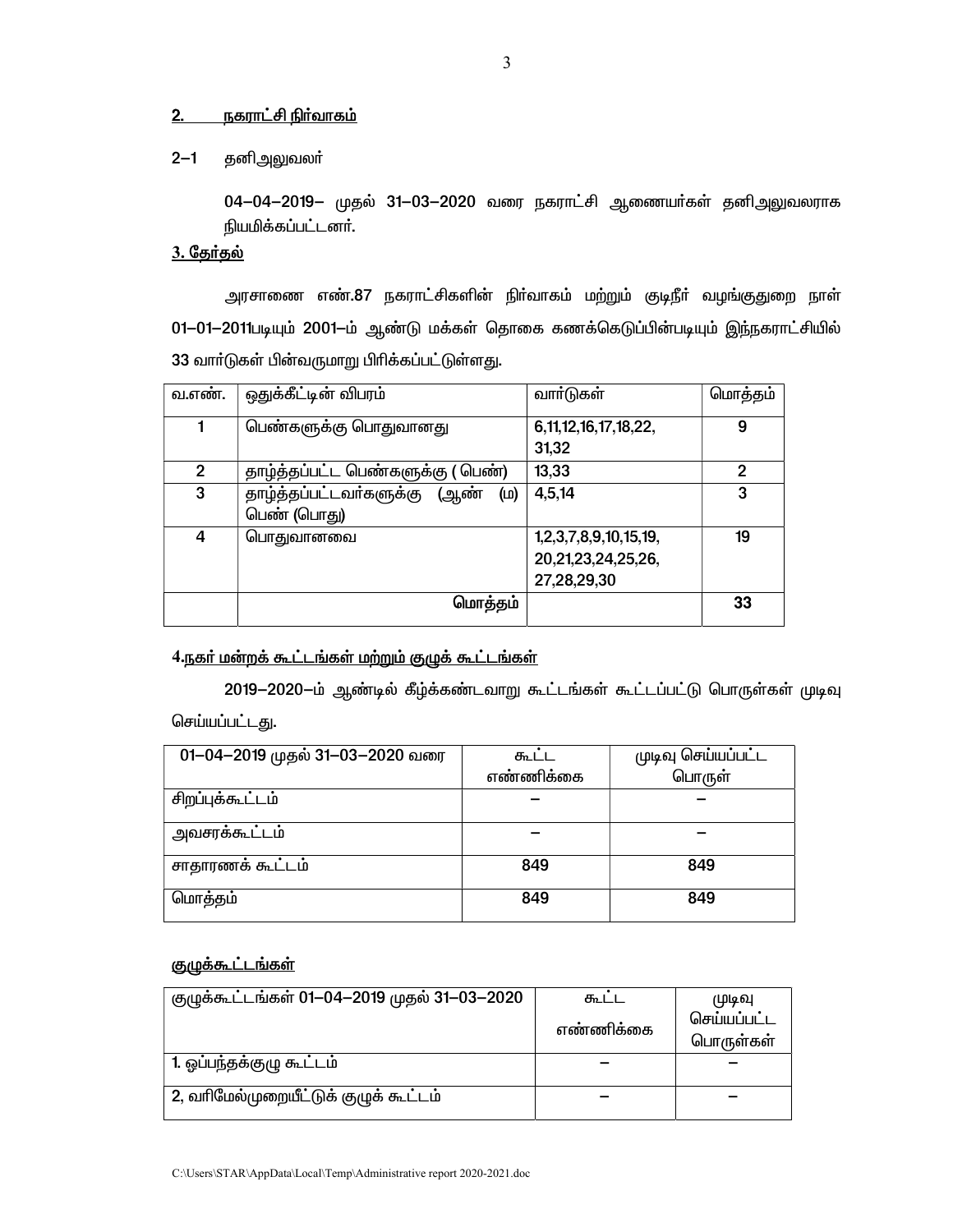## 2. நகராட்சி நிர்வாகம்

2–1 தனிஅலுவலர்

04–04–2019– முதல் 31–03–2020 வரை நகராட்சி ஆணையர்கள் தனிஅலுவலராக நியமிக்கப்பட்டனர்.

## 3. தேர்தல்

அரசாணை எண்.87 நகராட்சிகளின் நிர்வாகம் மற்றும் குடிநீர் வழங்குதுறை நாள் 01–01–2011படியும் 2001–ம் ஆண்டு மக்கள் தொகை கணக்கெடுப்பின்படியும் இந்நகராட்சியில் 33 வார்டுகள் பின்வருமாறு பிரிக்கப்பட்டுள்ளது.

| வ.எண். | ஒதுக்கீட்டின் விபரம் | வார்டுகள் | மொத்தம் |
|---|---|---|---|
| 1 | பெண்களுக்கு பொதுவானது | 6,11,12,16,17,18,22, 31,32 | 9 |
| 2 | தாழ்த்தப்பட்ட பெண்களுக்கு ( பெண்) | 13,33 | 2 |
| 3 | தாழ்த்தப்பட்டவர்களுக்கு (ஆண் (ம) பெண் (பொது) | 4,5,14 | 3 |
| 4 | பொதுவானவை | 1,2,3,7,8,9,10,15,19, 20,21,23,24,25,26, 27,28,29,30 | 19 |
| | மொத்தம் | | 33 |

## 4. நகர் மன்றக் கூட்டங்கள் மற்றும் குழுக் கூட்டங்கள்

2019–2020–ம் ஆண்டில் கீழ்க்கண்டவாறு கூட்டங்கள் கூட்டப்பட்டு பொருள்கள் முடிவு செய்யப்பட்டது.

| 01–04–2019 முதல் 31–03–2020 வரை | கூட்ட எண்ணிக்கை | முடிவு செய்யப்பட்ட பொருள் |
|---|---|---|
| சிறப்புக்கூட்டம் | – | – |
| அவசரக்கூட்டம் | – | – |
| சாதாரணக் கூட்டம் | 849 | 849 |
| மொத்தம் | 849 | 849 |

### குழுக்கூட்டங்கள்

| குழுக்கூட்டங்கள் 01–04–2019 முதல் 31–03–2020 | கூட்ட எண்ணிக்கை | முடிவு செய்யப்பட்ட பொருள்கள் |
|---|---|---|
| 1. ஒப்பந்தக்குழு கூட்டம் | – | – |
| 2, வரிமேல்முறையீட்டுக் குழுக் கூட்டம் | – | – |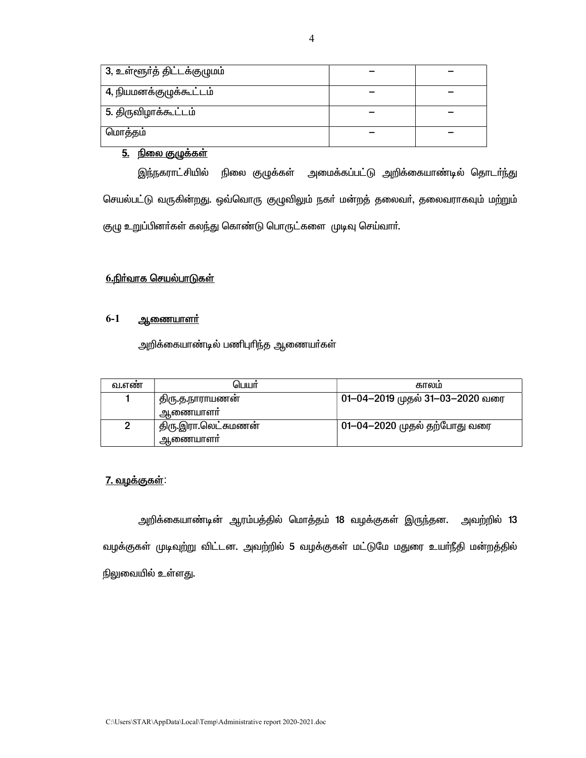| 3, உள்ளூர்த் திட்டக்குழுமம் | – | – |
| --- | --- | --- |
| 4, நியமனக்குழுக்கூட்டம் | – | – |
| 5. திருவிழாக்கூட்டம் | – | – |
| மொத்தம் | – | – |

## 5. நிலை குழுக்கள்

இந்நகராட்சியில் நிலை குழுக்கள் அமைக்கப்பட்டு அறிக்கையாண்டில் தொடர்ந்து செயல்பட்டு வருகின்றது. ஒவ்வொரு குழுவிலும் நகர் மன்றத் தலைவர், தலைவராகவும் மற்றும் குழு உறுப்பினர்கள் கலந்து கொண்டு பொருட்களை முடிவு செய்வார்.

## 6.நிர்வாக செயல்பாடுகள்

### 6-1 ஆணையாளர்

அறிக்கையாண்டில் பணிபுரிந்த ஆணையர்கள்

| வ.எண் | பெயர் | காலம் |
| --- | --- | --- |
| 1 | திரு.த.நாராயணன் ஆணையாளர் | 01–04–2019 முதல் 31–03–2020 வரை |
| 2 | திரு.இரா.லெட்சுமணன் ஆணையாளர் | 01–04–2020 முதல் தற்போது வரை |

## 7. வழக்குகள்:

அறிக்கையாண்டின் ஆரம்பத்தில் மொத்தம் 18 வழக்குகள் இருந்தன. அவற்றில் 13 வழக்குகள் முடிவுற்று விட்டன. அவற்றில் 5 வழக்குகள் மட்டுமே மதுரை உயர்நீதி மன்றத்தில் நிலுவையில் உள்ளது.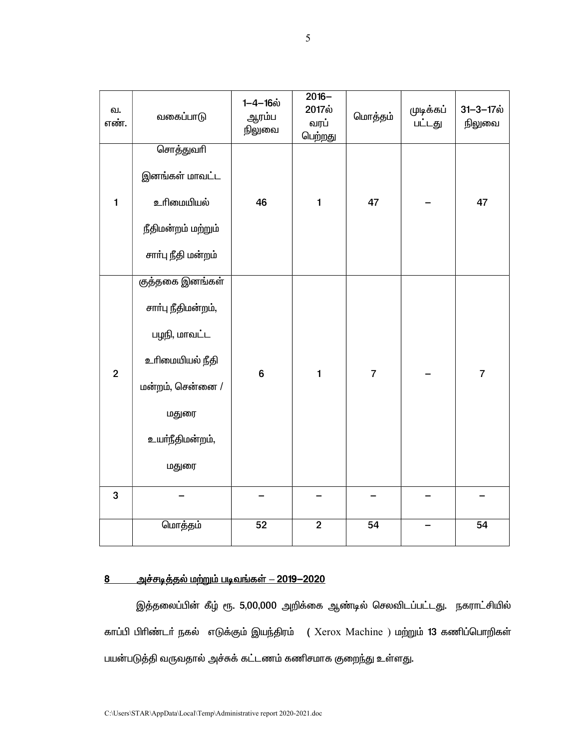| வ. எண். | வகைப்பாடு | 1–4–16ல் ஆரம்ப நிலுவை | 2016–2017ல் வரப் பெற்றது | மொத்தம் | முடிக்கப் பட்டது | 31–3–17ல் நிலுவை |
|---|---|---|---|---|---|---|
| 1 | சொத்துவரி இனங்கள் மாவட்ட உரிமையியல் நீதிமன்றம் மற்றும் சார்பு நீதி மன்றம் | 46 | 1 | 47 | – | 47 |
| 2 | குத்தகை இனங்கள் சார்பு நீதிமன்றம், பழநி, மாவட்ட உரிமையியல் நீதி மன்றம், சென்னை / மதுரை உயர்நீதிமன்றம், மதுரை | 6 | 1 | 7 | – | 7 |
| 3 | – | – | – | – | – | – |
| | மொத்தம் | 52 | 2 | 54 | – | 54 |

**8 அச்சடித்தல் மற்றும் படிவங்கள் – 2019–2020**

இத்தலைப்பின் கீழ் ரூ. 5,00,000 அறிக்கை ஆண்டில் செலவிடப்பட்டது. நகராட்சியில் காப்பி பிரிண்டர் நகல் எடுக்கும் இயந்திரம் ( Xerox Machine ) மற்றும் 13 கணிப்பொறிகள் பயன்படுத்தி வருவதால் அச்சுக் கட்டணம் கணிசமாக குறைந்து உள்ளது.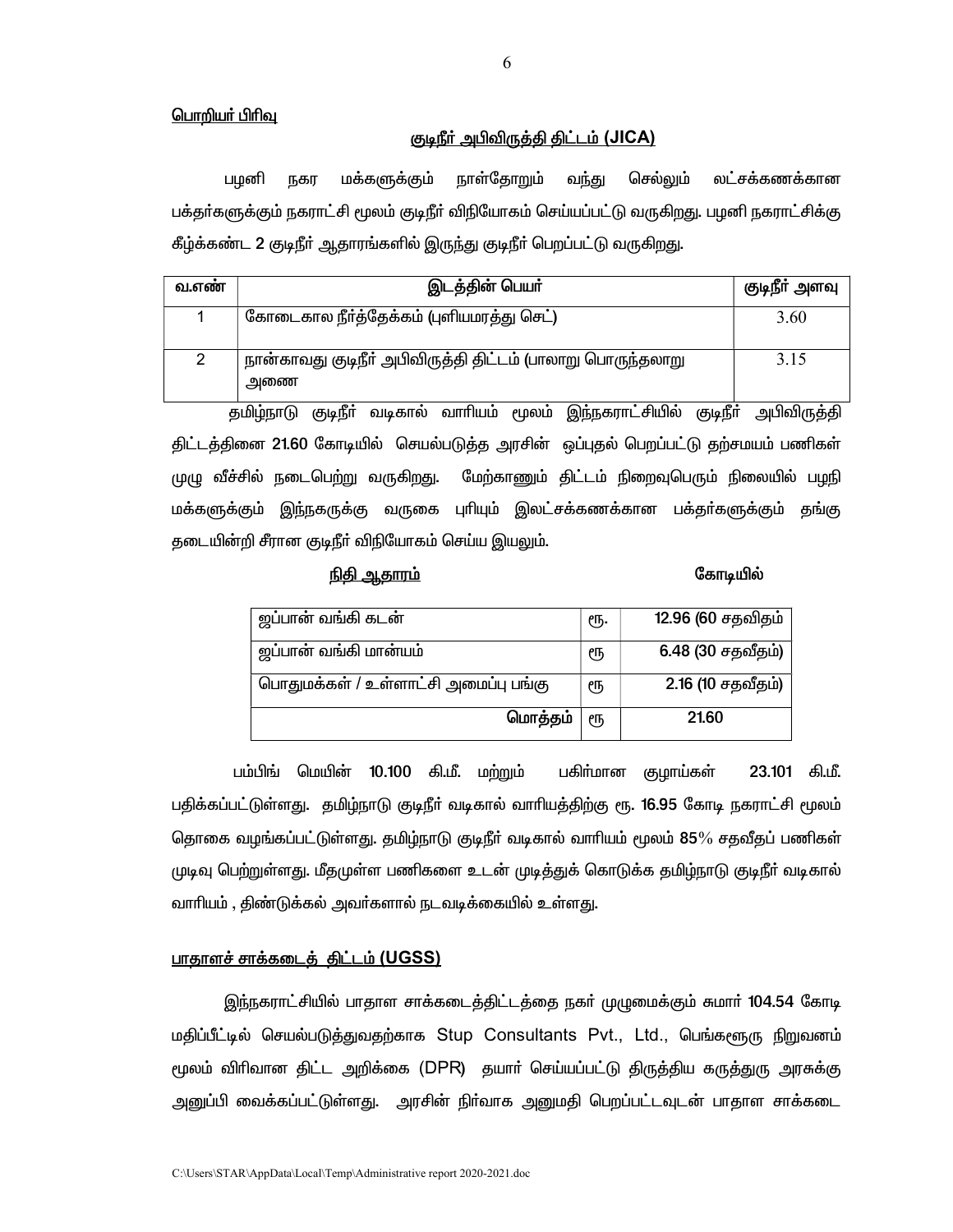<u>பொறியர் பிரிவு</u>

## <u>குடிநீர் அபிவிருத்தி திட்டம் (JICA)</u>

பழனி நகர மக்களுக்கும் நாள்தோறும் வந்து செல்லும் லட்சக்கணக்கான பக்தர்களுக்கும் நகராட்சி மூலம் குடிநீர் விநியோகம் செய்யப்பட்டு வருகிறது. பழனி நகராட்சிக்கு கீழ்க்கண்ட 2 குடிநீர் ஆதாரங்களில் இருந்து குடிநீர் பெறப்பட்டு வருகிறது.

| வ.எண் | இடத்தின் பெயர் | குடிநீர் அளவு |
|---|---|---|
| 1 | கோடைகால நீர்த்தேக்கம் (புளியமரத்து செட்) | 3.60 |
| 2 | நான்காவது குடிநீர் அபிவிருத்தி திட்டம் (பாலாறு பொருந்தலாறு அணை | 3.15 |

தமிழ்நாடு குடிநீர் வடிகால் வாரியம் மூலம் இந்நகராட்சியில் குடிநீர் அபிவிருத்தி திட்டத்தினை 21.60 கோடியில் செயல்படுத்த அரசின் ஒப்புதல் பெறப்பட்டு தற்சமயம் பணிகள் முழு வீச்சில் நடைபெற்று வருகிறது. மேற்காணும் திட்டம் நிறைவுபெறும் நிலையில் பழநி மக்களுக்கும் இந்நகருக்கு வருகை புரியும் இலட்சக்கணக்கான பக்தர்களுக்கும் தங்கு தடையின்றி சீரான குடிநீர் விநியோகம் செய்ய இயலும்.

<u>நிதி ஆதாரம்</u> கோடியில்

| | | |
|---|---|---|
| ஜப்பான் வங்கி கடன் | ரூ. | 12.96 (60 சதவிதம் |
| ஜப்பான் வங்கி மான்யம் | ரூ | 6.48 (30 சதவீதம்) |
| பொதுமக்கள் / உள்ளாட்சி அமைப்பு பங்கு | ரூ | 2.16 (10 சதவீதம்) |
| மொத்தம் | ரூ | 21.60 |

பம்பிங் மெயின் 10.100 கி.மீ. மற்றும் பகிர்மான குழாய்கள் 23.101 கி.மீ. பதிக்கப்பட்டுள்ளது. தமிழ்நாடு குடிநீர் வடிகால் வாரியத்திற்கு ரூ. 16.95 கோடி நகராட்சி மூலம் தொகை வழங்கப்பட்டுள்ளது. தமிழ்நாடு குடிநீர் வடிகால் வாரியம் மூலம் 85% சதவீதப் பணிகள் முடிவு பெற்றுள்ளது. மீதமுள்ள பணிகளை உடன் முடித்துக் கொடுக்க தமிழ்நாடு குடிநீர் வடிகால் வாரியம் , திண்டுக்கல் அவர்களால் நடவடிக்கையில் உள்ளது.

## <u>பாதாளச் சாக்கடைத் திட்டம் (UGSS)</u>

இந்நகராட்சியில் பாதாள சாக்கடைத்திட்டத்தை நகர் முழுமைக்கும் சுமார் 104.54 கோடி மதிப்பீட்டில் செயல்படுத்துவதற்காக Stup Consultants Pvt., Ltd., பெங்களூரு நிறுவனம் மூலம் விரிவான திட்ட அறிக்கை (DPR) தயார் செய்யப்பட்டு திருத்திய கருத்துரு அரசுக்கு அனுப்பி வைக்கப்பட்டுள்ளது. அரசின் நிர்வாக அனுமதி பெறப்பட்டவுடன் பாதாள சாக்கடை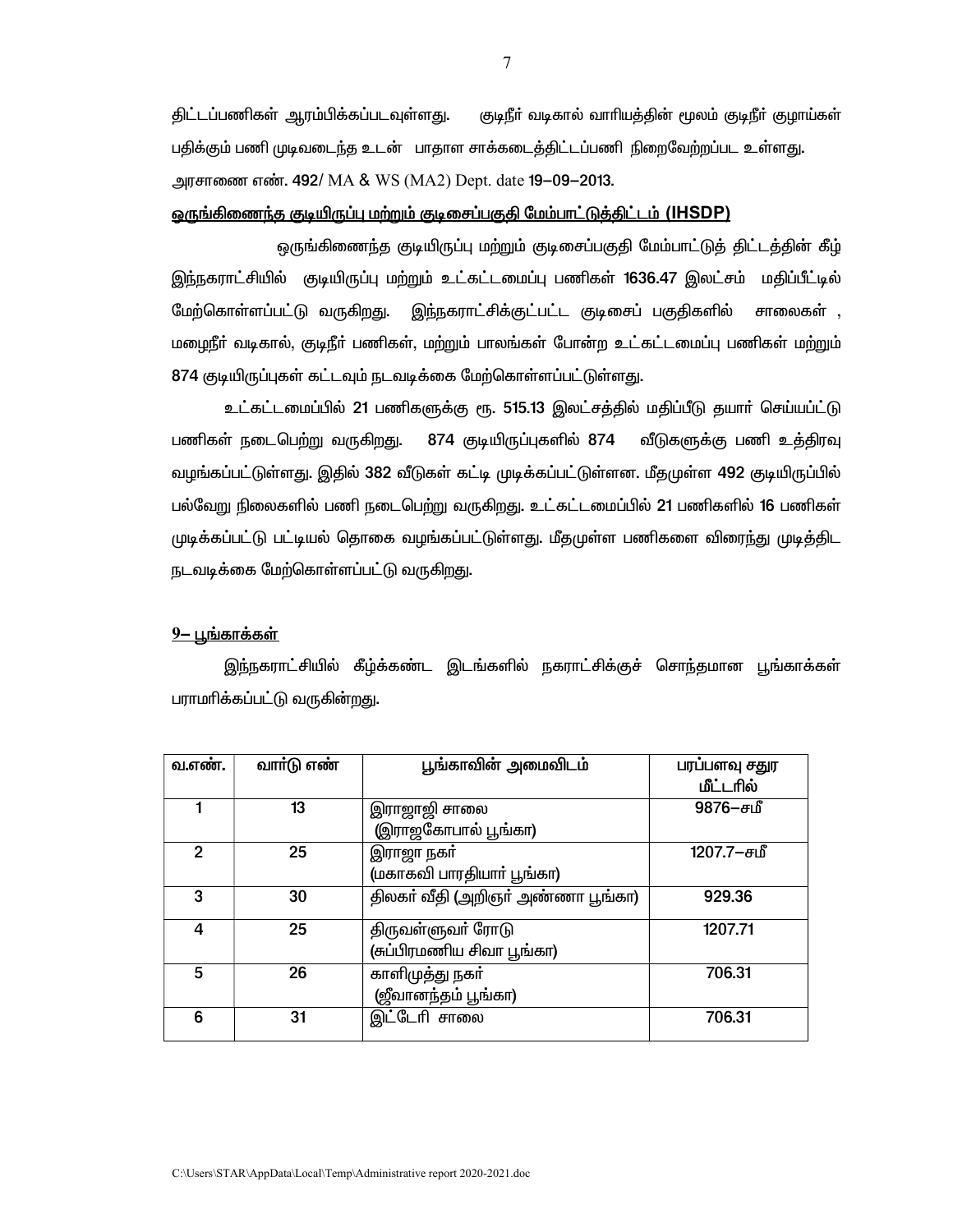திட்டப்பணிகள் ஆரம்பிக்கப்படவுள்ளது. குடிநீர் வடிகால் வாரியத்தின் மூலம் குடிநீர் குழாய்கள் பதிக்கும் பணி முடிவடைந்த உடன் பாதாள சாக்கடைத்திட்டப்பணி நிறைவேற்றப்பட உள்ளது.

அரசாணை எண். **492**/ MA & WS (MA2) Dept. date **19–09–2013.**

**<u>ஒருங்கிணைந்த குடியிருப்பு மற்றும் குடிசைப்பகுதி மேம்பாட்டுத்திட்டம் (IHSDP)</u>**

ஒருங்கிணைந்த குடியிருப்பு மற்றும் குடிசைப்பகுதி மேம்பாட்டுத் திட்டத்தின் கீழ் இந்நகராட்சியில் குடியிருப்பு மற்றும் உட்கட்டமைப்பு பணிகள் **1636.47** இலட்சம் மதிப்பீட்டில் மேற்கொள்ளப்பட்டு வருகிறது. இந்நகராட்சிக்குட்பட்ட குடிசைப் பகுதிகளில் சாலைகள் , மழைநீர் வடிகால், குடிநீர் பணிகள், மற்றும் பாலங்கள் போன்ற உட்கட்டமைப்பு பணிகள் மற்றும் **874** குடியிருப்புகள் கட்டவும் நடவடிக்கை மேற்கொள்ளப்பட்டுள்ளது.

உட்கட்டமைப்பில் **21** பணிகளுக்கு ரூ. **515.13** இலட்சத்தில் மதிப்பீடு தயார் செய்யப்பட்டு பணிகள் நடைபெற்று வருகிறது. **874** குடியிருப்புகளில் **874** வீடுகளுக்கு பணி உத்திரவு வழங்கப்பட்டுள்ளது. இதில் **382** வீடுகள் கட்டி முடிக்கப்பட்டுள்ளன. மீதமுள்ள **492** குடியிருப்பில் பல்வேறு நிலைகளில் பணி நடைபெற்று வருகிறது. உட்கட்டமைப்பில் **21** பணிகளில் **16** பணிகள் முடிக்கப்பட்டு பட்டியல் தொகை வழங்கப்பட்டுள்ளது. மீதமுள்ள பணிகளை விரைந்து முடித்திட நடவடிக்கை மேற்கொள்ளப்பட்டு வருகிறது.

**<u>9– பூங்காக்கள்</u>**

இந்நகராட்சியில் கீழ்க்கண்ட இடங்களில் நகராட்சிக்குச் சொந்தமான பூங்காக்கள் பராமரிக்கப்பட்டு வருகின்றது.

| வ.எண். | வார்டு எண் | பூங்காவின் அமைவிடம் | பரப்பளவு சதுர மீட்டரில் |
|---|---|---|---|
| 1 | 13 | இராஜாஜி சாலை (இராஜகோபால் பூங்கா) | 9876–சமீ |
| 2 | 25 | இராஜா நகர் (மகாகவி பாரதியார் பூங்கா) | 1207.7–சமீ |
| 3 | 30 | திலகர் வீதி (அறிஞர் அண்ணா பூங்கா) | 929.36 |
| 4 | 25 | திருவள்ளுவர் ரோடு (சுப்பிரமணிய சிவா பூங்கா) | 1207.71 |
| 5 | 26 | காளிமுத்து நகர் (ஜீவானந்தம் பூங்கா) | 706.31 |
| 6 | 31 | இட்டேரி சாலை | 706.31 |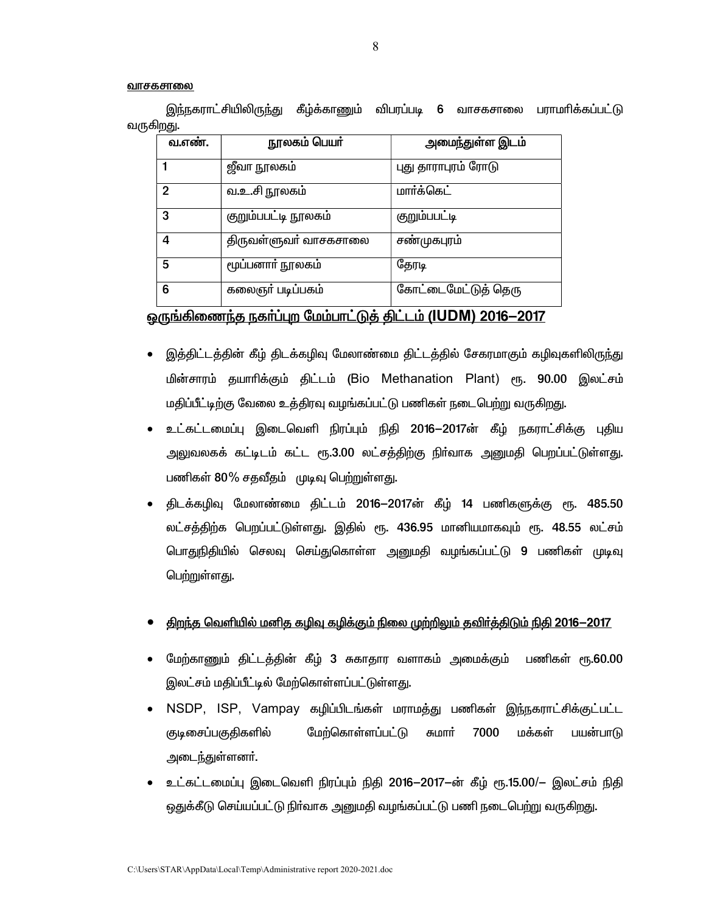**வாசகசாலை**

இந்நகராட்சியிலிருந்து கீழ்க்காணும் விபரப்படி 6 வாசகசாலை பராமரிக்கப்பட்டு வருகிறது.

| வ.எண். | நூலகம் பெயர் | அமைந்துள்ள இடம் |
|---|---|---|
| 1 | ஜீவா நூலகம் | புது தாராபுரம் ரோடு |
| 2 | வ.உ.சி நூலகம் | மார்க்கெட் |
| 3 | குறும்பபட்டி நூலகம் | குறும்பபட்டி |
| 4 | திருவள்ளுவர் வாசகசாலை | சண்முகபுரம் |
| 5 | மூப்பனார் நூலகம் | தேரடி |
| 6 | கலைஞர் படிப்பகம் | கோட்டைமேட்டுத் தெரு |

**ஒருங்கிணைந்த நகர்ப்புற மேம்பாட்டுத் திட்டம் (IUDM) 2016–2017**

- இத்திட்டத்தின் கீழ் திடக்கழிவு மேலாண்மை திட்டத்தில் சேகரமாகும் கழிவுகளிலிருந்து மின்சாரம் தயாரிக்கும் திட்டம் (Bio Methanation Plant) ரூ. 90.00 இலட்சம் மதிப்பீட்டிற்கு வேலை உத்திரவு வழங்கப்பட்டு பணிகள் நடைபெற்று வருகிறது.
- உட்கட்டமைப்பு இடைவெளி நிரப்பும் நிதி 2016–2017ன் கீழ் நகராட்சிக்கு புதிய அலுவலகக் கட்டிடம் கட்ட ரூ.3.00 லட்சத்திற்கு நிர்வாக அனுமதி பெறப்பட்டுள்ளது. பணிகள் 80% சதவீதம் முடிவு பெற்றுள்ளது.
- திடக்கழிவு மேலாண்மை திட்டம் 2016–2017ன் கீழ் 14 பணிகளுக்கு ரூ. 485.50 லட்சத்திற்க பெறப்பட்டுள்ளது. இதில் ரூ. 436.95 மானியமாகவும் ரூ. 48.55 லட்சம் பொதுநிதியில் செலவு செய்துகொள்ள அனுமதி வழங்கப்பட்டு 9 பணிகள் முடிவு பெற்றுள்ளது.

- **திறந்த வெளியில் மனித கழிவு கழிக்கும் நிலை முற்றிலும் தவிர்த்திடும் நிதி 2016–2017**

- மேற்காணும் திட்டத்தின் கீழ் 3 சுகாதார வளாகம் அமைக்கும் பணிகள் ரூ.60.00 இலட்சம் மதிப்பீட்டில் மேற்கொள்ளப்பட்டுள்ளது.
- NSDP, ISP, Vampay கழிப்பிடங்கள் மராமத்து பணிகள் இந்நகராட்சிக்குட்பட்ட குடிசைப்பகுதிகளில் மேற்கொள்ளப்பட்டு சுமார் 7000 மக்கள் பயன்பாடு அடைந்துள்ளனர்.
- உட்கட்டமைப்பு இடைவெளி நிரப்பும் நிதி 2016–2017–ன் கீழ் ரூ.15.00/– இலட்சம் நிதி ஒதுக்கீடு செய்யப்பட்டு நிர்வாக அனுமதி வழங்கப்பட்டு பணி நடைபெற்று வருகிறது.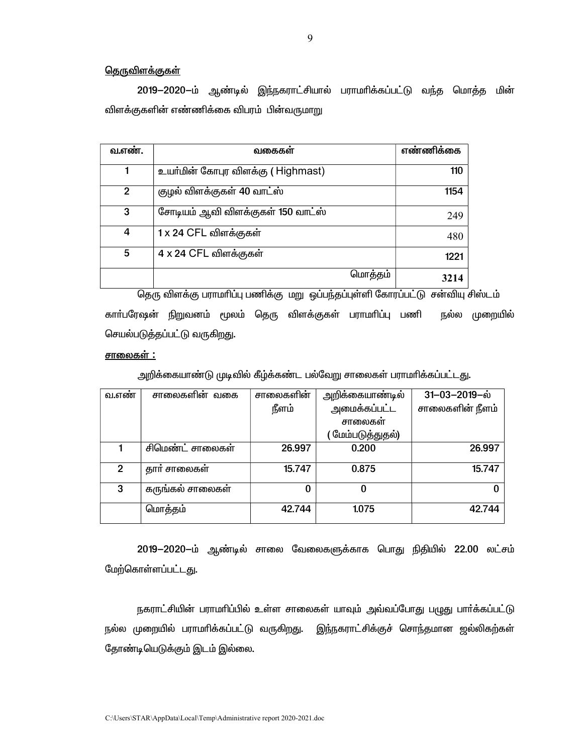<u>தெருவிளக்குகள்</u>

2019–2020–ம் ஆண்டில் இந்நகராட்சியால் பராமரிக்கப்பட்டு வந்த மொத்த மின் விளக்குகளின் எண்ணிக்கை விபரம் பின்வருமாறு

| வ.எண். | வகைகள் | எண்ணிக்கை |
|---|---|---|
| 1 | உயர்மின் கோபுர விளக்கு ( Highmast) | 110 |
| 2 | குழல் விளக்குகள் 40 வாட்ஸ் | 1154 |
| 3 | சோடியம் ஆவி விளக்குகள் 150 வாட்ஸ் | 249 |
| 4 | 1 x 24 CFL விளக்குகள் | 480 |
| 5 | 4 x 24 CFL விளக்குகள் | 1221 |
| | மொத்தம் | **3214** |

தெரு விளக்கு பராமரிப்பு பணிக்கு மறு ஒப்பந்தப்புள்ளி கோரப்பட்டு சன்வியு சிஸ்டம் கார்பரேஷன் நிறுவனம் மூலம் தெரு விளக்குகள் பராமரிப்பு பணி நல்ல முறையில் செயல்படுத்தப்பட்டு வருகிறது.

<u>சாலைகள் :</u>

அறிக்கையாண்டு முடிவில் கீழ்க்கண்ட பல்வேறு சாலைகள் பராமரிக்கப்பட்டது.

| வ.எண் | சாலைகளின் வகை | சாலைகளின் நீளம் | அறிக்கையாண்டில் அமைக்கப்பட்ட சாலைகள் ( மேம்படுத்துதல்) | 31–03–2019–ல் சாலைகளின் நீளம் |
|---|---|---|---|---|
| 1 | சிமெண்ட் சாலைகள் | 26.997 | 0.200 | 26.997 |
| 2 | தார் சாலைகள் | 15.747 | 0.875 | 15.747 |
| 3 | கருங்கல் சாலைகள் | 0 | 0 | 0 |
| | மொத்தம் | 42.744 | 1.075 | 42.744 |

2019–2020–ம் ஆண்டில் சாலை வேலைகளுக்காக பொது நிதியில் 22.00 லட்சம் மேற்கொள்ளப்பட்டது.

நகராட்சியின் பராமரிப்பில் உள்ள சாலைகள் யாவும் அவ்வப்போது பழுது பார்க்கப்பட்டு நல்ல முறையில் பராமரிக்கப்பட்டு வருகிறது. இந்நகராட்சிக்குச் சொந்தமான ஜல்லிகற்கள் தோண்டியெடுக்கும் இடம் இல்லை.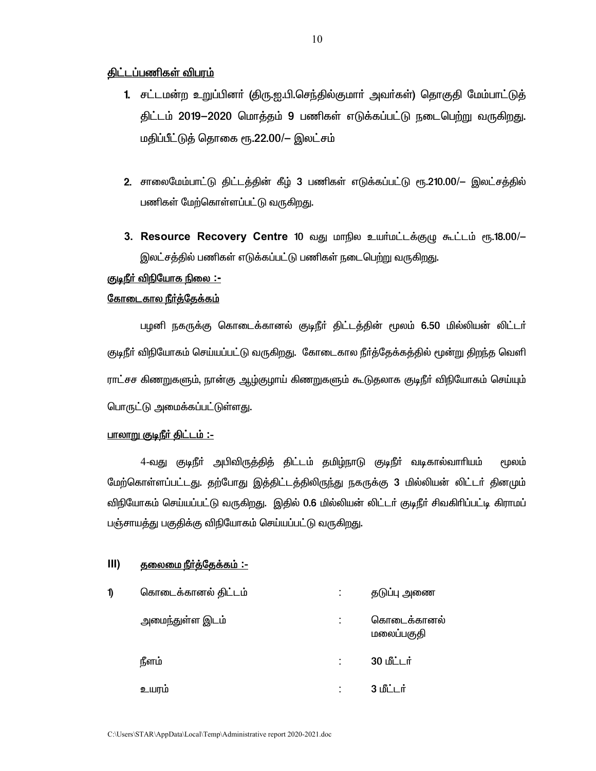**திட்டப்பணிகள் விபரம்**

1. சட்டமன்ற உறுப்பினர் (திரு.ஐ.பி.செந்தில்குமார் அவர்கள்) தொகுதி மேம்பாட்டுத் திட்டம் 2019–2020 மொத்தம் 9 பணிகள் எடுக்கப்பட்டு நடைபெற்று வருகிறது. மதிப்பீட்டுத் தொகை ரூ.22.00/– இலட்சம்

2. சாலைமேம்பாட்டு திட்டத்தின் கீழ் 3 பணிகள் எடுக்கப்பட்டு ரூ.210.00/– இலட்சத்தில் பணிகள் மேற்கொள்ளப்பட்டு வருகிறது.

3. **Resource Recovery Centre** 10 வது மாநில உயர்மட்டக்குழு கூட்டம் ரூ.18.00/– இலட்சத்தில் பணிகள் எடுக்கப்பட்டு பணிகள் நடைபெற்று வருகிறது.

**குடிநீர் விநியோக நிலை :-**

**கோடைகால நீர்த்தேக்கம்**

பழனி நகருக்கு கொடைக்கானல் குடிநீர் திட்டத்தின் மூலம் 6.50 மில்லியன் லிட்டர் குடிநீர் விநியோகம் செய்யப்பட்டு வருகிறது. கோடைகால நீர்த்தேக்கத்தில் மூன்று திறந்த வெளி ராட்சச கிணறுகளும், நான்கு ஆழ்குழாய் கிணறுகளும் கூடுதலாக குடிநீர் விநியோகம் செய்யும் பொருட்டு அமைக்கப்பட்டுள்ளது.

**பாலாறு குடிநீர் திட்டம் :-**

4-வது குடிநீர் அபிவிருத்தித் திட்டம் தமிழ்நாடு குடிநீர் வடிகால்வாரியம் மூலம் மேற்கொள்ளப்பட்டது. தற்போது இத்திட்டத்திலிருந்து நகருக்கு 3 மில்லியன் லிட்டர் தினமும் விநியோகம் செய்யப்பட்டு வருகிறது. இதில் 0.6 மில்லியன் லிட்டர் குடிநீர் சிவகிரிப்பட்டி கிராமப் பஞ்சாயத்து பகுதிக்கு விநியோகம் செய்யப்பட்டு வருகிறது.

**III) தலைமை நீர்த்தேக்கம் :-**

| | | | |
|---|---|---|---|
| 1) | கொடைக்கானல் திட்டம் | : | தடுப்பு அணை |
| | அமைந்துள்ள இடம் | : | கொடைக்கானல் மலைப்பகுதி |
| | நீளம் | : | 30 மீட்டர் |
| | உயரம் | : | 3 மீட்டர் |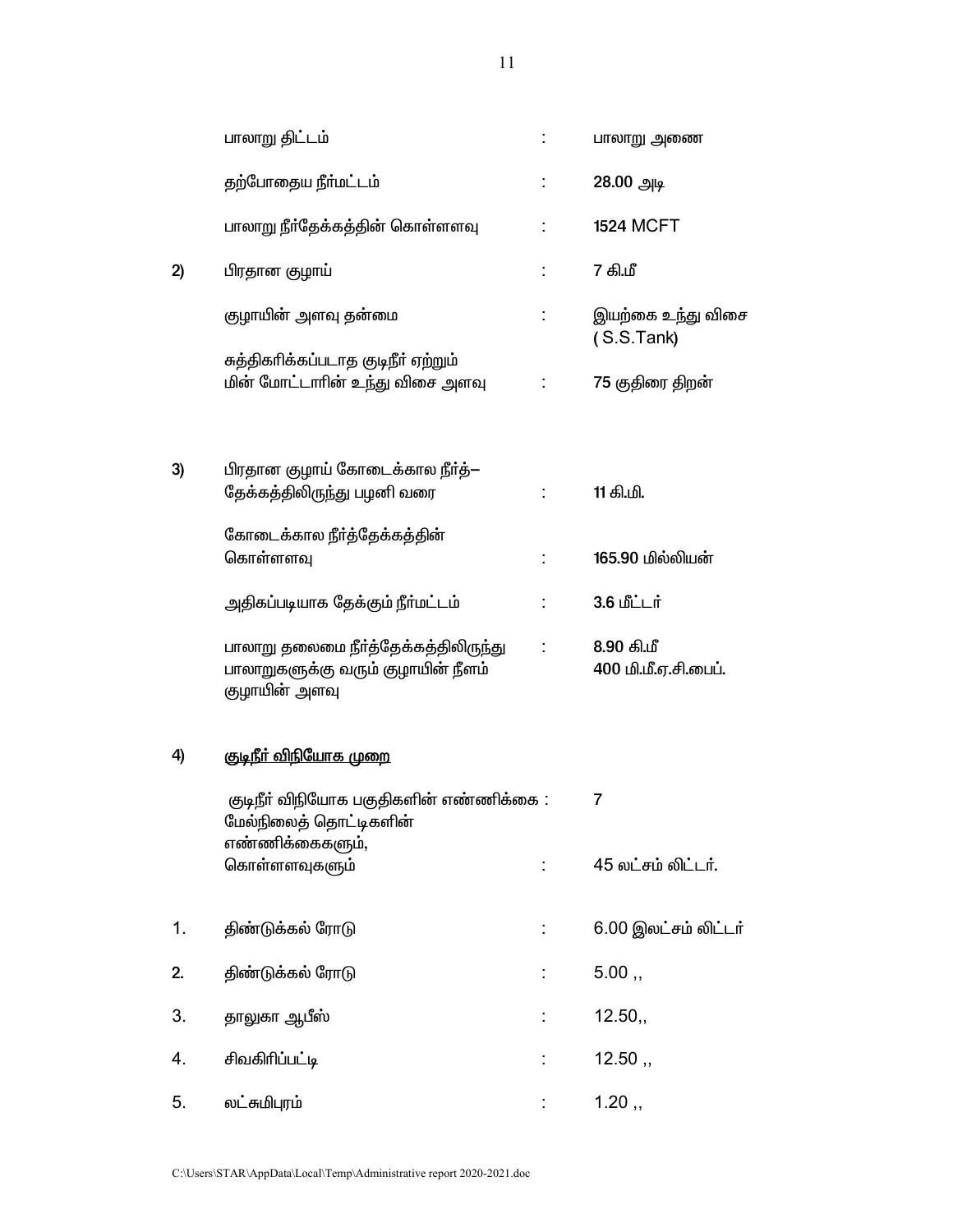| | | | |
|---|---|---|---|
| | பாலாறு திட்டம் | : | பாலாறு அணை |
| | தற்போதைய நீர்மட்டம் | : | **28.00** அடி |
| | பாலாறு நீர்தேக்கத்தின் கொள்ளளவு | : | **1524** MCFT |
| **2)** | பிரதான குழாய் | : | 7 கி.மீ |
| | குழாயின் அளவு தன்மை | : | இயற்கை உந்து விசை ( S.S.Tank) |
| | சுத்திகரிக்கப்படாத குடிநீர் ஏற்றும் மின் மோட்டாரின் உந்து விசை அளவு | : | 75 குதிரை திறன் |
| **3)** | பிரதான குழாய் கோடைக்கால நீர்த்–தேக்கத்திலிருந்து பழனி வரை | : | **11** கி.மி. |
| | கோடைக்கால நீர்த்தேக்கத்தின் கொள்ளளவு | : | **165.90** மில்லியன் |
| | அதிகப்படியாக தேக்கும் நீர்மட்டம் | : | **3.6** மீட்டர் |
| | பாலாறு தலைமை நீர்த்தேக்கத்திலிருந்து பாலாறுகளுக்கு வரும் குழாயின் நீளம் குழாயின் அளவு | : | **8.90** கி.மீ<br>**400** மி.மீ.ஏ.சி.பைப். |

**4)** <u>**குடிநீர் விநியோக முறை**</u>

| | | | |
|---|---|---|---|
| | குடிநீர் விநியோக பகுதிகளின் எண்ணிக்கை | : | 7 |
| | மேல்நிலைத் தொட்டிகளின் எண்ணிக்கைகளும், கொள்ளளவுகளும் | : | 45 லட்சம் லிட்டர். |
| 1. | திண்டுக்கல் ரோடு | : | 6.00 இலட்சம் லிட்டர் |
| **2.** | திண்டுக்கல் ரோடு | : | 5.00 ,, |
| 3. | தாலுகா ஆபீஸ் | : | 12.50,, |
| 4. | சிவகிரிப்பட்டி | : | 12.50 ,, |
| 5. | லட்சுமிபுரம் | : | 1.20 ,, |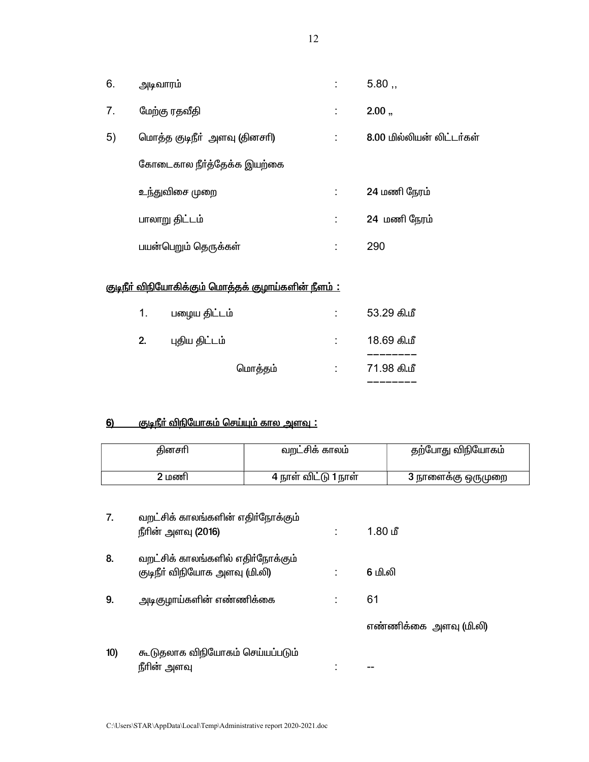6. அடிவாரம் : 5.80 ,,

7. மேற்கு ரதவீதி : **2.00** „

5) மொத்த குடிநீர் அளவு (தினசரி) : **8.00** மில்லியன் லிட்டர்கள்

கோடைகால நீர்த்தேக்க இயற்கை

உந்துவிசை முறை : **24** மணி நேரம்

பாலாறு திட்டம் : **24** மணி நேரம்

பயன்பெறும் தெருக்கள் : 290

<u>குடிநீர் விநியோகிக்கும் மொத்தக் குழாய்களின் நீளம் :</u>

1. பழைய திட்டம் : 53.29 கி.மீ
2. புதிய திட்டம் : 18.69 கி.மீ

மொத்தம் : 71.98 கி.மீ

## **6)** <u>குடிநீர் விநியோகம் செய்யும் கால அளவு :</u>

| தினசரி | வறட்சிக் காலம் | தற்போது விநியோகம் |
|---|---|---|
| **2** மணி | **4** நாள் விட்டு **1** நாள் | **3** நாளைக்கு ஒருமுறை |

**7.** வறட்சிக் காலங்களின் எதிர்நோக்கும் நீரின் அளவு **(2016)** : 1.80 மீ

**8.** வறட்சிக் காலங்களில் எதிர்நோக்கும் குடிநீர் விநியோக அளவு (மி.லி) : **6** மி.லி

**9.** அடிகுழாய்களின் எண்ணிக்கை : 61

எண்ணிக்கை அளவு (மி.லி)

**10)** கூடுதலாக விநியோகம் செய்யப்படும் நீரின் அளவு : --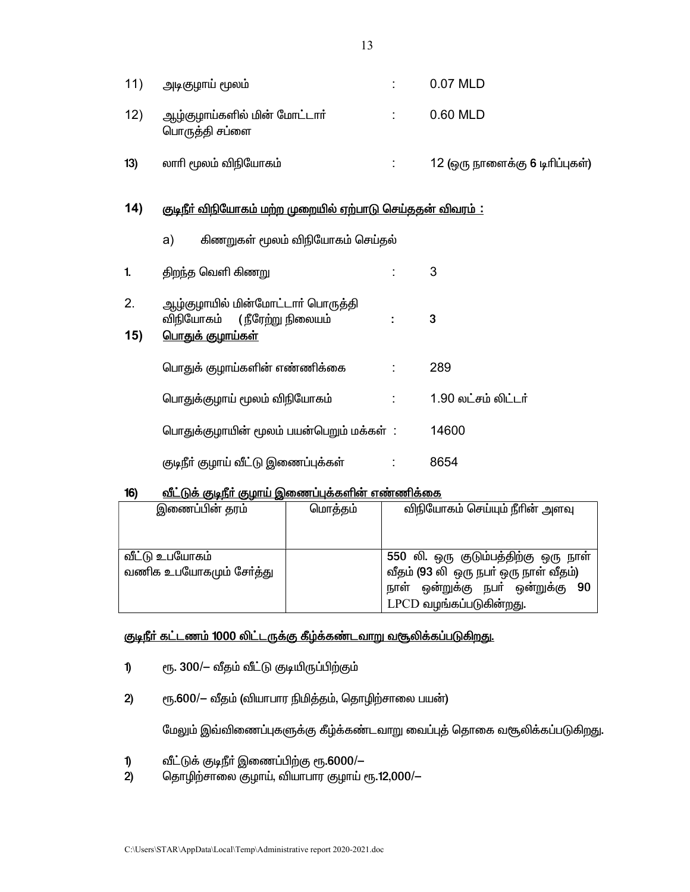11) அடிகுழாய் மூலம் : 0.07 MLD

12) ஆழ்குழாய்களில் மின் மோட்டார் பொருத்தி சப்ளை : 0.60 MLD

13) லாரி மூலம் விநியோகம் : 12 (ஒரு நாளைக்கு 6 டிரிப்புகள்)

**14) <u>குடிநீர் விநியோகம் மற்ற முறையில் ஏற்பாடு செய்ததன் விவரம் :</u>**

a) கிணறுகள் மூலம் விநியோகம் செய்தல்

1. திறந்த வெளி கிணறு : 3

2. ஆழ்குழாயில் மின்மோட்டார் பொருத்தி விநியோகம் (நீரேற்று நிலையம் : **3**

**15) <u>பொதுக் குழாய்கள்</u>**

பொதுக் குழாய்களின் எண்ணிக்கை : 289

பொதுக்குழாய் மூலம் விநியோகம் : 1.90 லட்சம் லிட்டர்

பொதுக்குழாயின் மூலம் பயன்பெறும் மக்கள் : 14600

குடிநீர் குழாய் வீட்டு இணைப்புக்கள் : 8654

**16) <u>வீட்டுக் குடிநீர் குழாய் இணைப்புக்களின் எண்ணிக்கை</u>**

| இணைப்பின் தரம் | மொத்தம் | விநியோகம் செய்யும் நீரின் அளவு |
|---|---|---|
| வீட்டு உபயோகம் வணிக உபயோகமும் சேர்த்து | | 550 லி. ஒரு குடும்பத்திற்கு ஒரு நாள் வீதம் (93 லி ஒரு நபர் ஒரு நாள் வீதம்) நாள் ஒன்றுக்கு நபர் ஒன்றுக்கு 90 LPCD வழங்கப்படுகின்றது. |

**<u>குடிநீர் கட்டணம் 1000 லிட்டருக்கு கீழ்க்கண்டவாறு வசூலிக்கப்படுகிறது.</u>**

1) ரூ. 300/– வீதம் வீட்டு குடியிருப்பிற்கும்

2) ரூ.600/– வீதம் (வியாபார நிமித்தம், தொழிற்சாலை பயன்)

மேலும் இவ்விணைப்புகளுக்கு கீழ்க்கண்டவாறு வைப்புத் தொகை வசூலிக்கப்படுகிறது.

1) வீட்டுக் குடிநீர் இணைப்பிற்கு ரூ.6000/–
2) தொழிற்சாலை குழாய், வியாபார குழாய் ரூ.12,000/–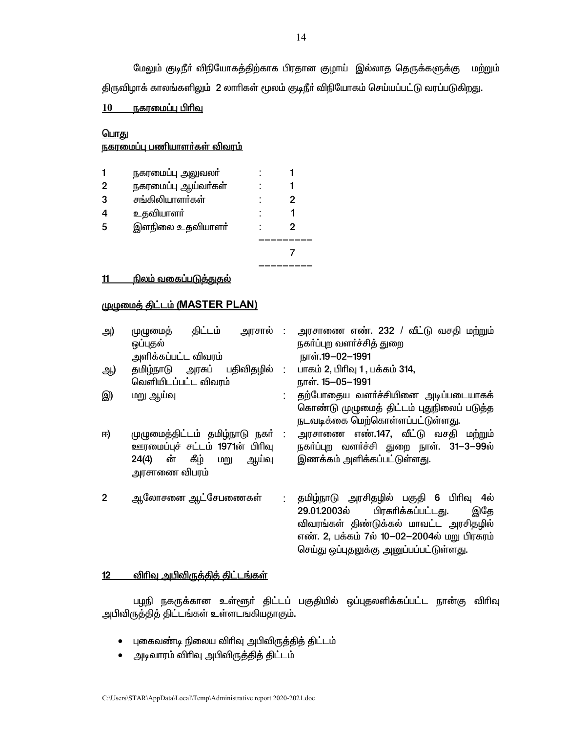மேலும் குடிநீர் விநியோகத்திற்காக பிரதான குழாய் இல்லாத தெருக்களுக்கு மற்றும் திருவிழாக் காலங்களிலும் 2 லாரிகள் மூலம் குடிநீர் விநியோகம் செய்யப்பட்டு வரப்படுகிறது.

## 10 நகரமைப்பு பிரிவு

### பொது

### நகரமைப்பு பணியாளர்கள் விவரம்

| | | | |
|---|---|---|---|
| 1 | நகரமைப்பு அலுவலர் | : | 1 |
| 2 | நகரமைப்பு ஆய்வர்கள் | : | 1 |
| 3 | சங்கிலியாளர்கள் | : | 2 |
| 4 | உதவியாளர் | : | 1 |
| 5 | இளநிலை உதவியாளர் | : | 2 |
| | | | 7 |

## 11 நிலம் வகைப்படுத்துதல்

### முழுமைத் திட்டம் (MASTER PLAN)

| | | | |
|---|---|---|---|
| அ) | முழுமைத் திட்டம் அரசால் ஒப்புதல் அளிக்கப்பட்ட விவரம் | : | அரசாணை எண். 232 / வீட்டு வசதி மற்றும் நகர்ப்புற வளர்ச்சித் துறை நாள்.19–02–1991 |
| ஆ) | தமிழ்நாடு அரசுப் பதிவிதழில் வெளியிடப்பட்ட விவரம் | : | பாகம் 2, பிரிவு 1 , பக்கம் 314, நாள். 15–05–1991 |
| இ) | மறு ஆய்வு | : | தற்போதைய வளர்ச்சியினை அடிப்படையாகக் கொண்டு முழுமைத் திட்டம் புதுநிலைப் படுத்த நடவடிக்கை மெற்கொள்ளப்பட்டுள்ளது. |
| ஈ) | முழுமைத்திட்டம் தமிழ்நாடு நகர் ஊரமைப்புச் சட்டம் 1971ன் பிரிவு 24(4) ன் கீழ் மறு ஆய்வு அரசாணை விபரம் | : | அரசாணை எண்.147, வீட்டு வசதி மற்றும் நகர்ப்புற வளர்ச்சி துறை நாள். 31–3–99ல் இணக்கம் அளிக்கப்பட்டுள்ளது. |
| 2 | ஆலோசனை ஆட்சேபணைகள் | : | தமிழ்நாடு அரசிதழில் பகுதி 6 பிரிவு 4ல் 29.01.2003ல் பிரசுரிக்கப்பட்டது. இதே விவரங்கள் திண்டுக்கல் மாவட்ட அரசிதழில் எண். 2, பக்கம் 7ல் 10–02–2004ல் மறு பிரசுரம் செய்து ஒப்புதலுக்கு அனுப்பப்பட்டுள்ளது. |

## 12 விரிவு அபிவிருத்தித் திட்டங்கள்

பழநி நகருக்கான உள்ளூர் திட்டப் பகுதியில் ஒப்புதலளிக்கப்பட்ட நான்கு விரிவு அபிவிருத்தித் திட்டங்கள் உள்ளடங்கியதாகும்.

- புகைவண்டி நிலைய விரிவு அபிவிருத்தித் திட்டம்
- அடிவாரம் விரிவு அபிவிருத்தித் திட்டம்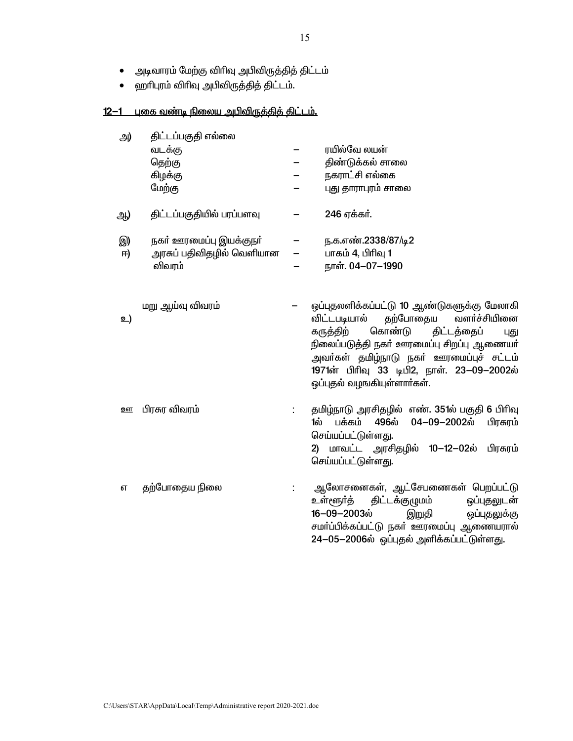- அடிவாரம் மேற்கு விரிவு அபிவிருத்தித் திட்டம்
- ஹரிபுரம் விரிவு அபிவிருத்தித் திட்டம்.

## 12–1 புகை வண்டி நிலைய அபிவிருத்தித் திட்டம்.

அ) திட்டப்பகுதி எல்லை

| | | |
|---|---|---|
| வடக்கு | – | ரயில்வே லயன் |
| தெற்கு | – | திண்டுக்கல் சாலை |
| கிழக்கு | – | நகராட்சி எல்லை |
| மேற்கு | – | புது தாராபுரம் சாலை |

ஆ) திட்டப்பகுதியில் பரப்பளவு – **246** ஏக்கர்.

இ) நகர் ஊரமைப்பு இயக்குநர் – ந.க.எண்.**2338/87/டி2**

ஈ) அரசுப் பதிவிதழில் வெளியான விவரம் – பாகம் **4**, பிரிவு **1** – நாள். **04–07–1990**

உ) மறு ஆய்வு விவரம் – ஒப்புதலளிக்கப்பட்டு **10** ஆண்டுகளுக்கு மேலாகி விட்டபடியால் தற்போதைய வளர்ச்சியினை கருத்திற் கொண்டு திட்டத்தைப் புது நிலைப்படுத்தி நகர் ஊரமைப்பு சிறப்பு ஆணையர் அவர்கள் தமிழ்நாடு நகர் ஊரமைப்புச் சட்டம் **1971**ன் பிரிவு **33** டிபி2, நாள். **23–09–2002**ல் ஒப்புதல் வழங்கியுள்ளார்கள்.

ஊ பிரசுர விவரம் : தமிழ்நாடு அரசிதழில் எண். **351**ல் பகுதி **6** பிரிவு **1**ல் பக்கம் **496**ல் **04–09–2002**ல் பிரசுரம் செய்யப்பட்டுள்ளது.
**2)** மாவட்ட அரசிதழில் **10–12–02**ல் பிரசுரம் செய்யப்பட்டுள்ளது.

எ தற்போதைய நிலை : ஆலோசனைகள், ஆட்சேபணைகள் பெறப்பட்டு உள்ளூர்த் திட்டக்குழுமம் ஒப்புதலுடன் **16–09–2003**ல் இறுதி ஒப்புதலுக்கு சமர்ப்பிக்கப்பட்டு நகர் ஊரமைப்பு ஆணையரால் **24–05–2006**ல் ஒப்புதல் அளிக்கப்பட்டுள்ளது.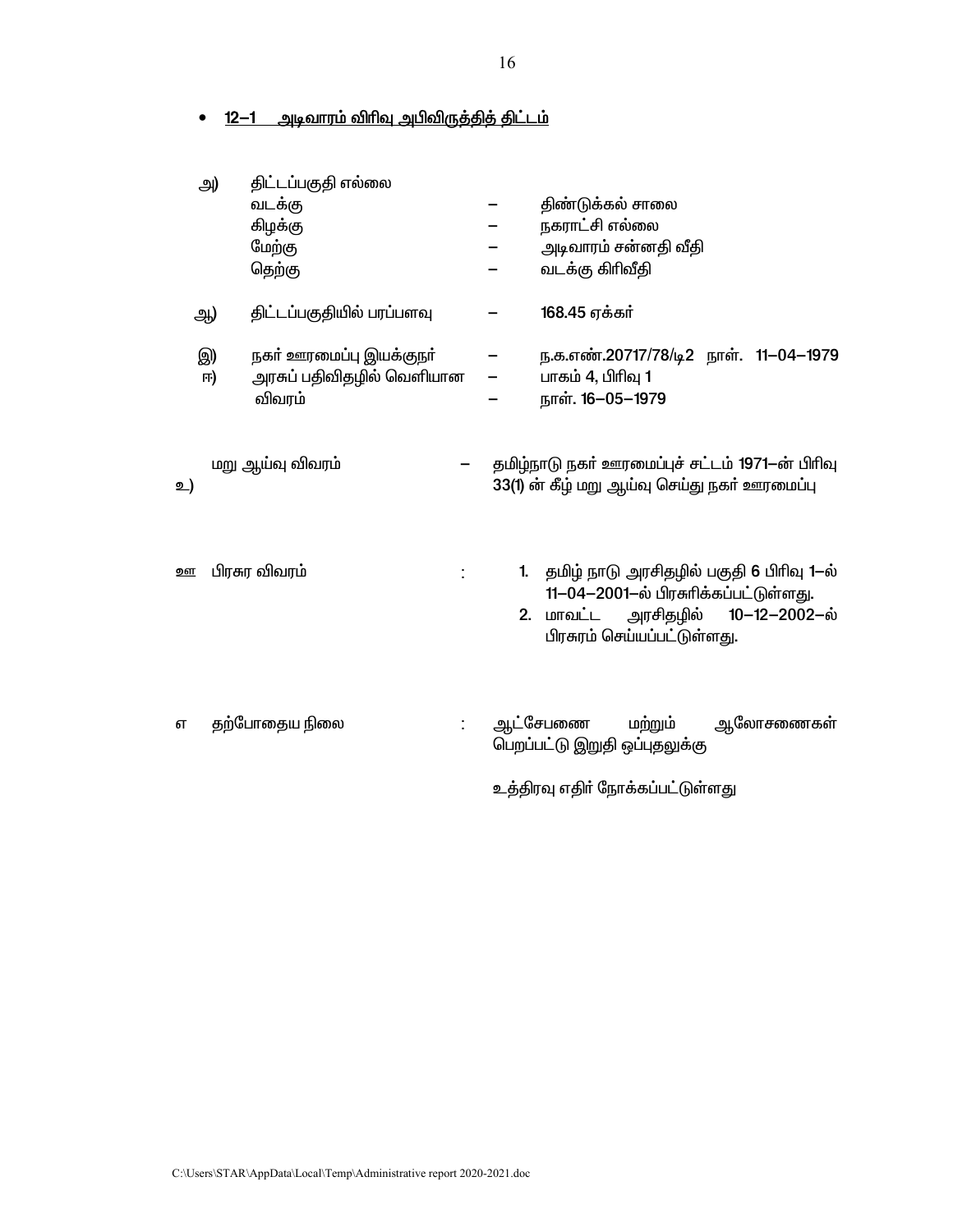- **<u>12–1 அடிவாரம் விரிவு அபிவிருத்தித் திட்டம்</u>**

அ) திட்டப்பகுதி எல்லை

| | | |
|---|---|---|
| வடக்கு | – | திண்டுக்கல் சாலை |
| கிழக்கு | – | நகராட்சி எல்லை |
| மேற்கு | – | அடிவாரம் சன்னதி வீதி |
| தெற்கு | – | வடக்கு கிரிவீதி |

ஆ) திட்டப்பகுதியில் பரப்பளவு – **168.45** ஏக்கர்

இ) நகர் ஊரமைப்பு இயக்குநர் – ந.க.எண்.**20717/78/டி2** நாள். **11–04–1979**

ஈ) அரசுப் பதிவிதழில் வெளியான விவரம் – பாகம் **4**, பிரிவு **1** – நாள். **16–05–1979**

உ) மறு ஆய்வு விவரம் – தமிழ்நாடு நகர் ஊரமைப்புச் சட்டம் **1971**–ன் பிரிவு **33(1)** ன் கீழ் மறு ஆய்வு செய்து நகர் ஊரமைப்பு

ஊ பிரசுர விவரம் :

1. தமிழ் நாடு அரசிதழில் பகுதி **6** பிரிவு **1**–ல் **11–04–2001**–ல் பிரசுரிக்கப்பட்டுள்ளது.
2. மாவட்ட அரசிதழில் **10–12–2002**–ல் பிரசுரம் செய்யப்பட்டுள்ளது.

எ தற்போதைய நிலை : ஆட்சேபணை மற்றும் ஆலோசணைகள் பெறப்பட்டு இறுதி ஒப்புதலுக்கு

உத்திரவு எதிர் நோக்கப்பட்டுள்ளது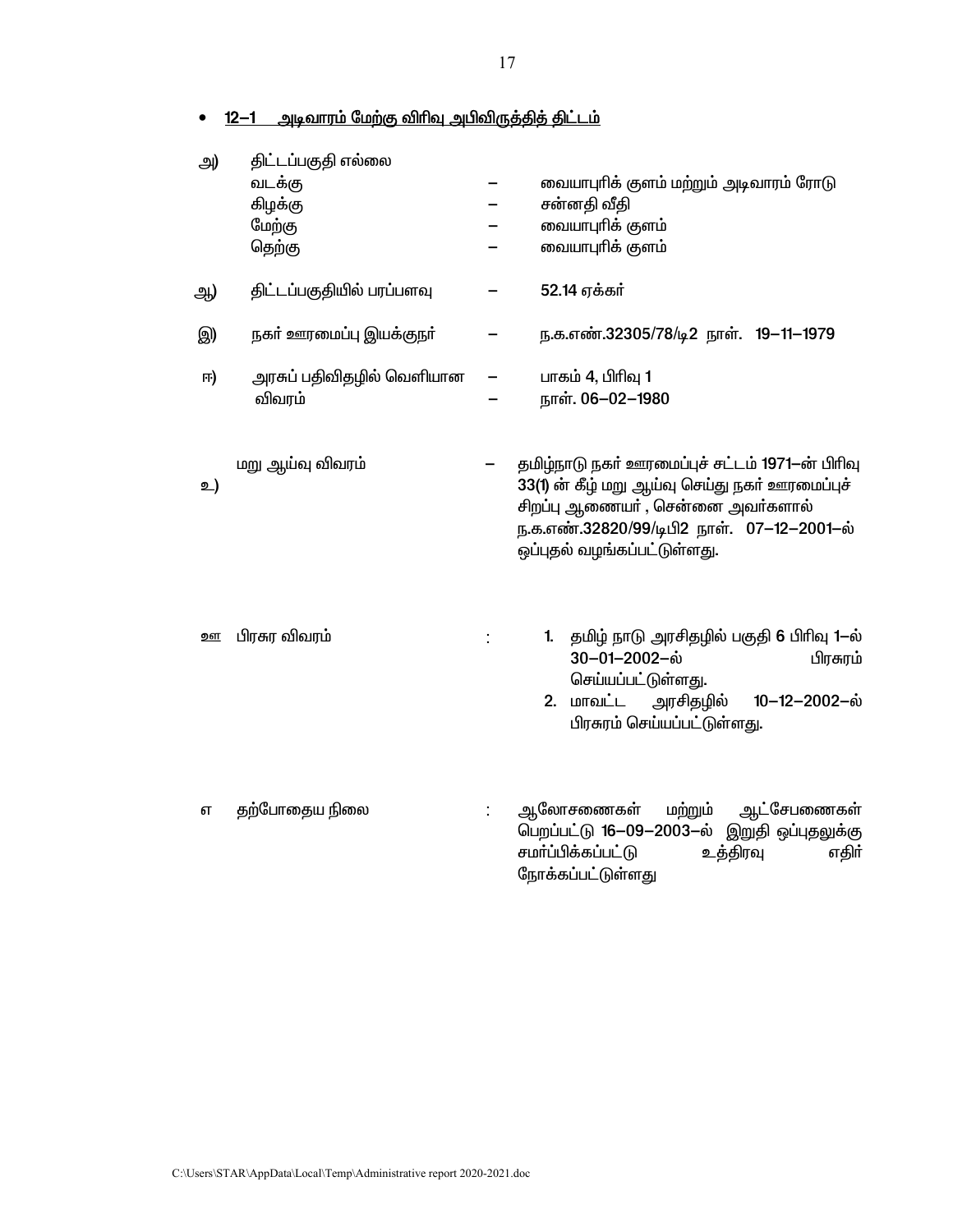- <u>12–1 அடிவாரம் மேற்கு விரிவு அபிவிருத்தித் திட்டம்</u>

அ) திட்டப்பகுதி எல்லை

| | | |
|---|---|---|
| வடக்கு | – | வையாபுரிக் குளம் மற்றும் அடிவாரம் ரோடு |
| கிழக்கு | – | சன்னதி வீதி |
| மேற்கு | – | வையாபுரிக் குளம் |
| தெற்கு | – | வையாபுரிக் குளம் |

ஆ) திட்டப்பகுதியில் பரப்பளவு – 52.14 ஏக்கர்

இ) நகர் ஊரமைப்பு இயக்குநர் – ந.க.எண்.32305/78/டி2 நாள். 19–11–1979

ஈ) அரசுப் பதிவிதழில் வெளியான விவரம் – பாகம் 4, பிரிவு 1 – நாள். 06–02–1980

உ) மறு ஆய்வு விவரம் – தமிழ்நாடு நகர் ஊரமைப்புச் சட்டம் 1971–ன் பிரிவு 33(1) ன் கீழ் மறு ஆய்வு செய்து நகர் ஊரமைப்புச் சிறப்பு ஆணையர் , சென்னை அவர்களால் ந.க.எண்.32820/99/டிபி2 நாள். 07–12–2001–ல் ஒப்புதல் வழங்கப்பட்டுள்ளது.

ஊ பிரசுர விவரம் :

1. தமிழ் நாடு அரசிதழில் பகுதி 6 பிரிவு 1–ல் 30–01–2002–ல் பிரசுரம் செய்யப்பட்டுள்ளது.
2. மாவட்ட அரசிதழில் 10–12–2002–ல் பிரசுரம் செய்யப்பட்டுள்ளது.

எ தற்போதைய நிலை : ஆலோசணைகள் மற்றும் ஆட்சேபணைகள் பெறப்பட்டு 16–09–2003–ல் இறுதி ஒப்புதலுக்கு சமர்ப்பிக்கப்பட்டு உத்திரவு எதிர் நோக்கப்பட்டுள்ளது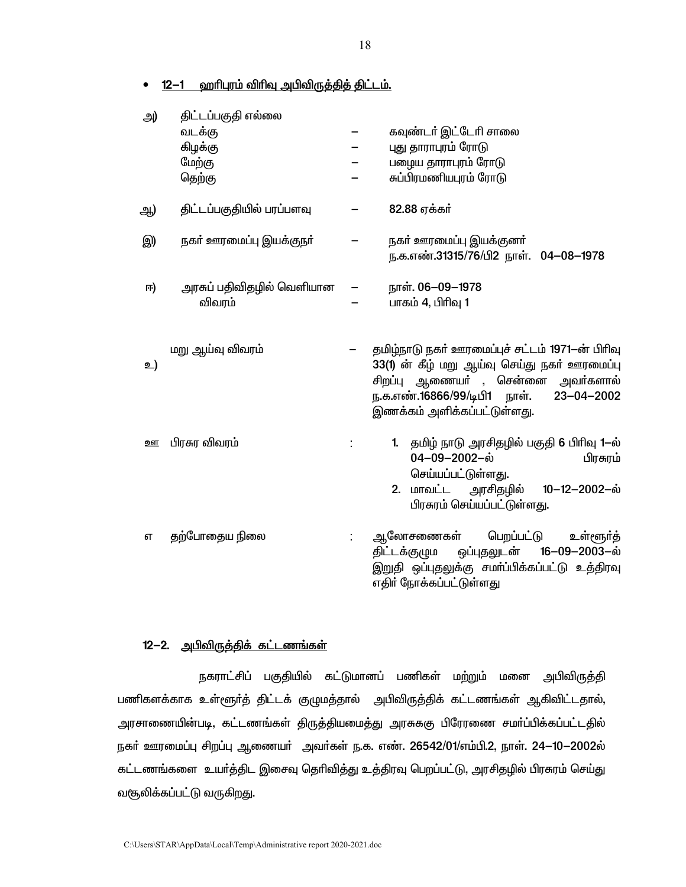- **12–1 ஹரிபுரம் விரிவு அபிவிருத்தித் திட்டம்.**

அ) திட்டப்பகுதி எல்லை

| | | |
|---|---|---|
| வடக்கு | – | கவுண்டர் இட்டேரி சாலை |
| கிழக்கு | – | புது தாராபுரம் ரோடு |
| மேற்கு | – | பழைய தாராபுரம் ரோடு |
| தெற்கு | – | சுப்பிரமணியபுரம் ரோடு |

ஆ) திட்டப்பகுதியில் பரப்பளவு – 82.88 ஏக்கர்

இ) நகர் ஊரமைப்பு இயக்குநர் – நகர் ஊரமைப்பு இயக்குனர் ந.க.எண்.31315/76/பி2 நாள். 04–08–1978

ஈ) அரசுப் பதிவிதழில் வெளியான விவரம் – நாள். 06–09–1978 – பாகம் 4, பிரிவு 1

உ) மறு ஆய்வு விவரம் – தமிழ்நாடு நகர் ஊரமைப்புச் சட்டம் 1971–ன் பிரிவு 33(1) ன் கீழ் மறு ஆய்வு செய்து நகர் ஊரமைப்பு சிறப்பு ஆணையர் , சென்னை அவர்களால் ந.க.எண்.16866/99/டிபி1 நாள். 23–04–2002 இணக்கம் அளிக்கப்பட்டுள்ளது.

ஊ பிரசுர விவரம் :

1. தமிழ் நாடு அரசிதழில் பகுதி 6 பிரிவு 1–ல் 04–09–2002–ல் பிரசுரம் செய்யப்பட்டுள்ளது.
2. மாவட்ட அரசிதழில் 10–12–2002–ல் பிரசுரம் செய்யப்பட்டுள்ளது.

எ தற்போதைய நிலை : ஆலோசனைகள் பெறப்பட்டு உள்ளூர்த் திட்டக்குழும ஒப்புதலுடன் 16–09–2003–ல் இறுதி ஒப்புதலுக்கு சமர்ப்பிக்கப்பட்டு உத்திரவு எதிர் நோக்கப்பட்டுள்ளது

## 12–2. அபிவிருத்திக் கட்டணங்கள்

நகராட்சிப் பகுதியில் கட்டுமானப் பணிகள் மற்றும் மனை அபிவிருத்தி பணிகளக்காக உள்ளூர்த் திட்டக் குழுமத்தால் அபிவிருத்திக் கட்டணங்கள் ஆகிவிட்டதால், அரசாணையின்படி, கட்டணங்கள் திருத்தியமைத்து அரசுககு பிரேரணை சமர்ப்பிக்கப்பட்டதில் நகர் ஊரமைப்பு சிறப்பு ஆணையர் அவர்கள் ந.க. எண். 26542/01/எம்பி.2, நாள். 24–10–2002ல் கட்டணங்களை உயர்த்திட இசைவு தெரிவித்து உத்திரவு பெறப்பட்டு, அரசிதழில் பிரசுரம் செய்து வசூலிக்கப்பட்டு வருகிறது.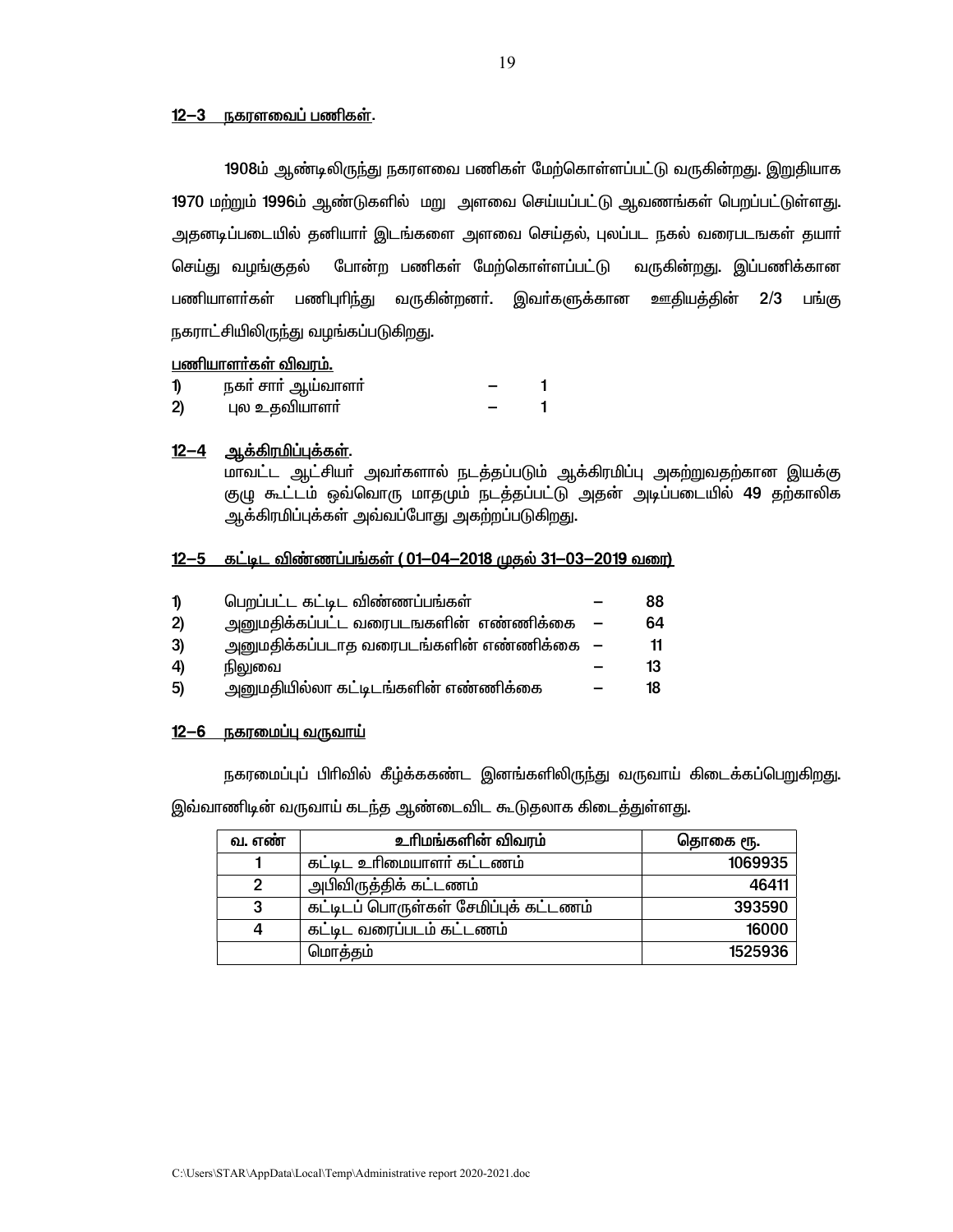### 12–3 நகரளவைப் பணிகள்.

1908ம் ஆண்டிலிருந்து நகரளவை பணிகள் மேற்கொள்ளப்பட்டு வருகின்றது. இறுதியாக 1970 மற்றும் 1996ம் ஆண்டுகளில் மறு அளவை செய்யப்பட்டு ஆவணங்கள் பெறப்பட்டுள்ளது. அதனடிப்படையில் தனியார் இடங்களை அளவை செய்தல், புலப்பட நகல் வரைபடங்கள் தயார் செய்து வழங்குதல் போன்ற பணிகள் மேற்கொள்ளப்பட்டு வருகின்றது. இப்பணிக்கான பணியாளர்கள் பணிபுரிந்து வருகின்றனர். இவர்களுக்கான ஊதியத்தின் 2/3 பங்கு நகராட்சியிலிருந்து வழங்கப்படுகிறது.

**பணியாளர்கள் விவரம்.**

1) நகர் சார் ஆய்வாளர் – 1
2) புல உதவியாளர் – 1

### 12–4 ஆக்கிரமிப்புக்கள்.

மாவட்ட ஆட்சியர் அவர்களால் நடத்தப்படும் ஆக்கிரமிப்பு அகற்றுவதற்கான இயக்கு குழு கூட்டம் ஒவ்வொரு மாதமும் நடத்தப்பட்டு அதன் அடிப்படையில் 49 தற்காலிக ஆக்கிரமிப்புக்கள் அவ்வப்போது அகற்றப்படுகிறது.

### 12–5 கட்டிட விண்ணப்பங்கள் ( 01–04–2018 முதல் 31–03–2019 வரை)

1) பெறப்பட்ட கட்டிட விண்ணப்பங்கள் – 88
2) அனுமதிக்கப்பட்ட வரைபடங்களின் எண்ணிக்கை – 64
3) அனுமதிக்கப்படாத வரைபடங்களின் எண்ணிக்கை – 11
4) நிலுவை – 13
5) அனுமதியில்லா கட்டிடங்களின் எண்ணிக்கை – 18

### 12–6 நகரமைப்பு வருவாய்

நகரமைப்புப் பிரிவில் கீழ்க்ககண்ட இனங்களிலிருந்து வருவாய் கிடைக்கப்பெறுகிறது. இவ்வாணிடின் வருவாய் கடந்த ஆண்டைவிட கூடுதலாக கிடைத்துள்ளது.

| வ. எண் | உரிமங்களின் விவரம் | தொகை ரூ. |
|---|---|---|
| 1 | கட்டிட உரிமையாளர் கட்டணம் | 1069935 |
| 2 | அபிவிருத்திக் கட்டணம் | 46411 |
| 3 | கட்டிடப் பொருள்கள் சேமிப்புக் கட்டணம் | 393590 |
| 4 | கட்டிட வரைப்படம் கட்டணம் | 16000 |
| | மொத்தம் | 1525936 |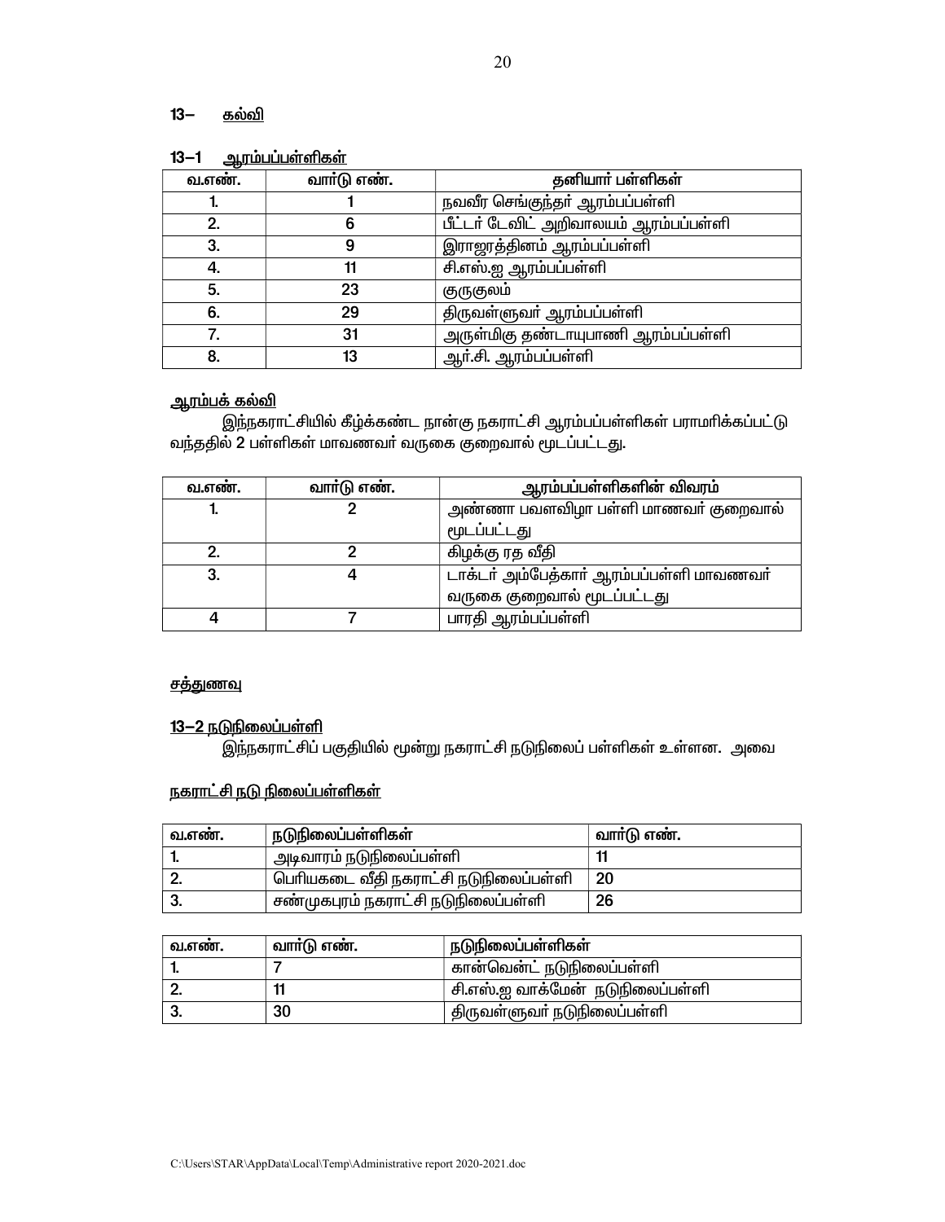## 13– <u>கல்வி</u>

### 13–1 <u>ஆரம்பப்பள்ளிகள்</u>

| வ.எண். | வார்டு எண். | தனியார் பள்ளிகள் |
|---|---|---|
| 1. | 1 | நவவீர செங்குந்தர் ஆரம்பப்பள்ளி |
| 2. | 6 | பீட்டர் டேவிட் அறிவாலயம் ஆரம்பப்பள்ளி |
| 3. | 9 | இராஜரத்தினம் ஆரம்பப்பள்ளி |
| 4. | 11 | சி.எஸ்.ஐ ஆரம்பப்பள்ளி |
| 5. | 23 | குருகுலம் |
| 6. | 29 | திருவள்ளுவர் ஆரம்பப்பள்ளி |
| 7. | 31 | அருள்மிகு தண்டாயுபாணி ஆரம்பப்பள்ளி |
| 8. | 13 | ஆர்.சி. ஆரம்பப்பள்ளி |

<u>ஆரம்பக் கல்வி</u>

இந்நகராட்சியில் கீழ்க்கண்ட நான்கு நகராட்சி ஆரம்பப்பள்ளிகள் பராமரிக்கப்பட்டு வந்ததில் 2 பள்ளிகள் மாவணவர் வருகை குறைவால் மூடப்பட்டது.

| வ.எண். | வார்டு எண். | ஆரம்பப்பள்ளிகளின் விவரம் |
|---|---|---|
| 1. | 2 | அண்ணா பவளவிழா பள்ளி மாணவர் குறைவால் மூடப்பட்டது |
| 2. | 2 | கிழக்கு ரத வீதி |
| 3. | 4 | டாக்டர் அம்பேத்கார் ஆரம்பப்பள்ளி மாவணவர் வருகை குறைவால் மூடப்பட்டது |
| 4 | 7 | பாரதி ஆரம்பப்பள்ளி |

<u>சத்துணவு</u>

### <u>13–2 நடுநிலைப்பள்ளி</u>

இந்நகராட்சிப் பகுதியில் மூன்று நகராட்சி நடுநிலைப் பள்ளிகள் உள்ளன. அவை

<u>நகராட்சி நடு நிலைப்பள்ளிகள்</u>

| வ.எண். | நடுநிலைப்பள்ளிகள் | வார்டு எண். |
|---|---|---|
| 1. | அடிவாரம் நடுநிலைப்பள்ளி | 11 |
| 2. | பெரியகடை வீதி நகராட்சி நடுநிலைப்பள்ளி | 20 |
| 3. | சண்முகபுரம் நகராட்சி நடுநிலைப்பள்ளி | 26 |

| வ.எண். | வார்டு எண். | நடுநிலைப்பள்ளிகள் |
|---|---|---|
| 1. | 7 | கான்வென்ட் நடுநிலைப்பள்ளி |
| 2. | 11 | சி.எஸ்.ஐ வாக்மேன் நடுநிலைப்பள்ளி |
| 3. | 30 | திருவள்ளுவர் நடுநிலைப்பள்ளி |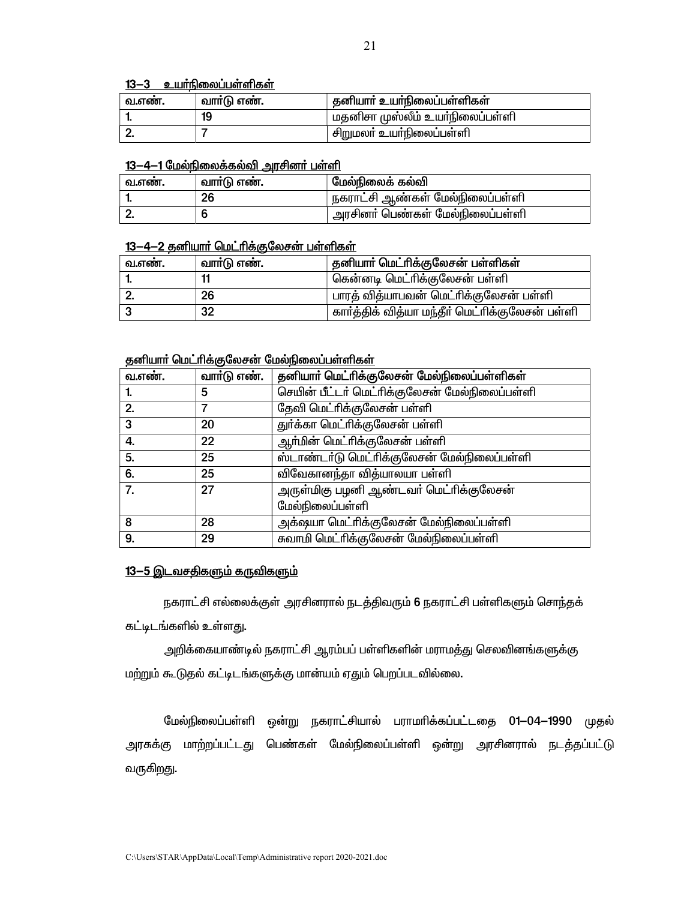**13–3 உயர்நிலைப்பள்ளிகள்**

| வ.எண். | வார்டு எண். | தனியார் உயர்நிலைப்பள்ளிகள் |
|---|---|---|
| 1. | 19 | மதனிசா முஸ்லீம் உயர்நிலைப்பள்ளி |
| 2. | 7 | சிறுமலர் உயர்நிலைப்பள்ளி |

**13–4–1 மேல்நிலைக்கல்வி அரசினர் பள்ளி**

| வ.எண். | வார்டு எண். | மேல்நிலைக் கல்வி |
|---|---|---|
| 1. | 26 | நகராட்சி ஆண்கள் மேல்நிலைப்பள்ளி |
| 2. | 6 | அரசினர் பெண்கள் மேல்நிலைப்பள்ளி |

**13–4–2 தனியார் மெட்ரிக்குலேசன் பள்ளிகள்**

| வ.எண். | வார்டு எண். | தனியார் மெட்ரிக்குலேசன் பள்ளிகள் |
|---|---|---|
| 1. | 11 | கென்னடி மெட்ரிக்குலேசன் பள்ளி |
| 2. | 26 | பாரத் வித்யாபவன் மெட்ரிக்குலேசன் பள்ளி |
| 3 | 32 | கார்த்திக் வித்யா மந்தீர் மெட்ரிக்குலேசன் பள்ளி |

**தனியார் மெட்ரிக்குலேசன் மேல்நிலைப்பள்ளிகள்**

| வ.எண். | வார்டு எண். | தனியார் மெட்ரிக்குலேசன் மேல்நிலைப்பள்ளிகள் |
|---|---|---|
| 1. | 5 | செயின் பீட்டர் மெட்ரிக்குலேசன் மேல்நிலைப்பள்ளி |
| 2. | 7 | தேவி மெட்ரிக்குலேசன் பள்ளி |
| 3 | 20 | துர்க்கா மெட்ரிக்குலேசன் பள்ளி |
| 4. | 22 | ஆர்மின் மெட்ரிக்குலேசன் பள்ளி |
| 5. | 25 | ஸ்டாண்டர்டு மெட்ரிக்குலேசன் மேல்நிலைப்பள்ளி |
| 6. | 25 | விவேகானந்தா வித்யாலயா பள்ளி |
| 7. | 27 | அருள்மிகு பழனி ஆண்டவர் மெட்ரிக்குலேசன் மேல்நிலைப்பள்ளி |
| 8 | 28 | அக்ஷயா மெட்ரிக்குலேசன் மேல்நிலைப்பள்ளி |
| 9. | 29 | சுவாமி மெட்ரிக்குலேசன் மேல்நிலைப்பள்ளி |

**13–5 இடவசதிகளும் கருவிகளும்**

நகராட்சி எல்லைக்குள் அரசினரால் நடத்திவரும் 6 நகராட்சி பள்ளிகளும் சொந்தக் கட்டிடங்களில் உள்ளது.

அறிக்கையாண்டில் நகராட்சி ஆரம்பப் பள்ளிகளின் மராமத்து செலவினங்களுக்கு மற்றும் கூடுதல் கட்டிடங்களுக்கு மான்யம் ஏதும் பெறப்படவில்லை.

மேல்நிலைப்பள்ளி ஒன்று நகராட்சியால் பராமரிக்கப்பட்டதை **01–04–1990** முதல் அரசுக்கு மாற்றப்பட்டது பெண்கள் மேல்நிலைப்பள்ளி ஒன்று அரசினரால் நடத்தப்பட்டு வருகிறது.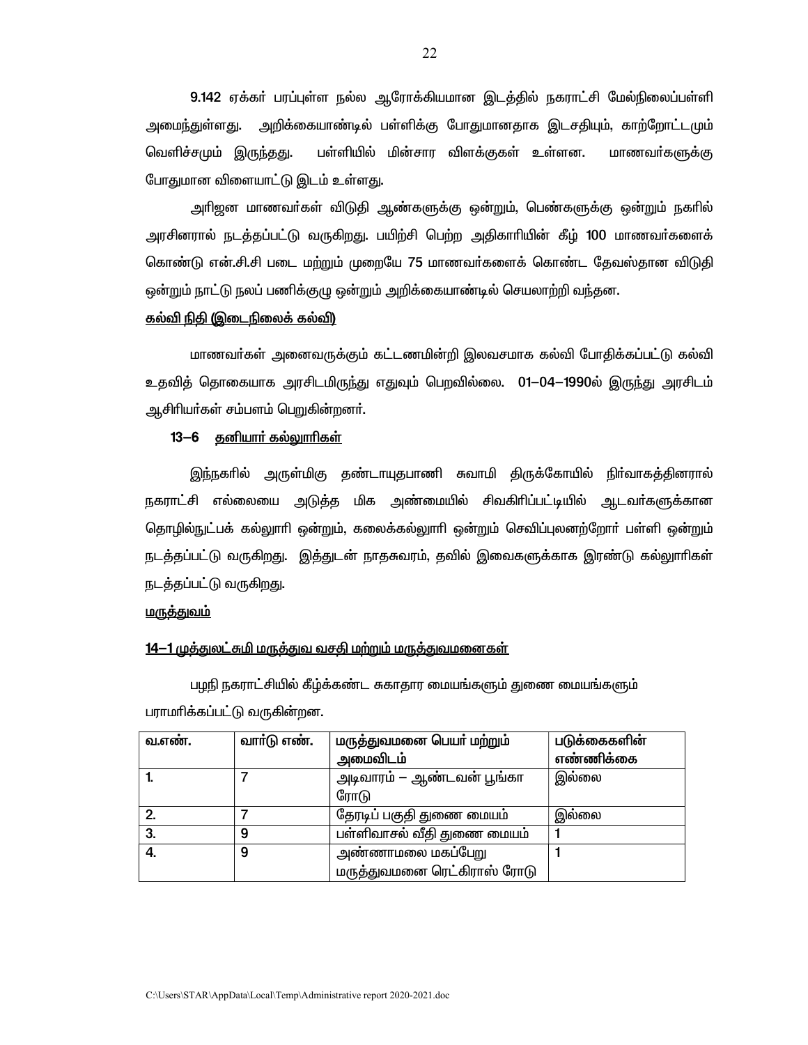**9.142** ஏக்கர் பரப்புள்ள நல்ல ஆரோக்கியமான இடத்தில் நகராட்சி மேல்நிலைப்பள்ளி அமைந்துள்ளது. அறிக்கையாண்டில் பள்ளிக்கு போதுமானதாக இடசதியும், காற்றோட்டமும் வெளிச்சமும் இருந்தது. பள்ளியில் மின்சார விளக்குகள் உள்ளன. மாணவர்களுக்கு போதுமான விளையாட்டு இடம் உள்ளது.

அரிஜன மாணவர்கள் விடுதி ஆண்களுக்கு ஒன்றும், பெண்களுக்கு ஒன்றும் நகரில் அரசினரால் நடத்தப்பட்டு வருகிறது. பயிற்சி பெற்ற அதிகாரியின் கீழ் **100** மாணவர்களைக் கொண்டு என்.சி.சி படை மற்றும் முறையே **75** மாணவர்களைக் கொண்ட தேவஸ்தான விடுதி ஒன்றும் நாட்டு நலப் பணிக்குழு ஒன்றும் அறிக்கையாண்டில் செயலாற்றி வந்தன.

<u>**கல்வி நிதி (இடைநிலைக் கல்வி)**</u>

மாணவர்கள் அனைவருக்கும் கட்டணமின்றி இலவசமாக கல்வி போதிக்கப்பட்டு கல்வி உதவித் தொகையாக அரசிடமிருந்து எதுவும் பெறவில்லை. **01–04–1990**ல் இருந்து அரசிடம் ஆசிரியர்கள் சம்பளம் பெறுகின்றனர்.

**13–6** <u>**தனியார் கல்லூரிகள்**</u>

இந்நகரில் அருள்மிகு தண்டாயுதபாணி சுவாமி திருக்கோயில் நிர்வாகத்தினரால் நகராட்சி எல்லையை அடுத்த மிக அண்மையில் சிவகிரிப்பட்டியில் ஆடவர்களுக்கான தொழில்நுட்பக் கல்லூரி ஒன்றும், கலைக்கல்லூரி ஒன்றும் செவிப்புலனற்றோர் பள்ளி ஒன்றும் நடத்தப்பட்டு வருகிறது. இத்துடன் நாதசுவரம், தவில் இவைகளுக்காக இரண்டு கல்லூரிகள் நடத்தப்பட்டு வருகிறது.

<u>**மருத்துவம்**</u>

<u>**14–1 முத்துலட்சுமி மருத்துவ வசதி மற்றும் மருத்துவமனைகள்**</u>

பழநி நகராட்சியில் கீழ்க்கண்ட சுகாதார மையங்களும் துணை மையங்களும் பராமரிக்கப்பட்டு வருகின்றன.

| வ.எண். | வார்டு எண். | மருத்துவமனை பெயர் மற்றும் அமைவிடம் | படுக்கைகளின் எண்ணிக்கை |
|---|---|---|---|
| 1. | 7 | அடிவாரம் – ஆண்டவன் பூங்கா ரோடு | இல்லை |
| 2. | 7 | தேரடிப் பகுதி துணை மையம் | இல்லை |
| 3. | 9 | பள்ளிவாசல் வீதி துணை மையம் | 1 |
| 4. | 9 | அண்ணாமலை மகப்பேறு மருத்துவமனை ரெட்கிராஸ் ரோடு | 1 |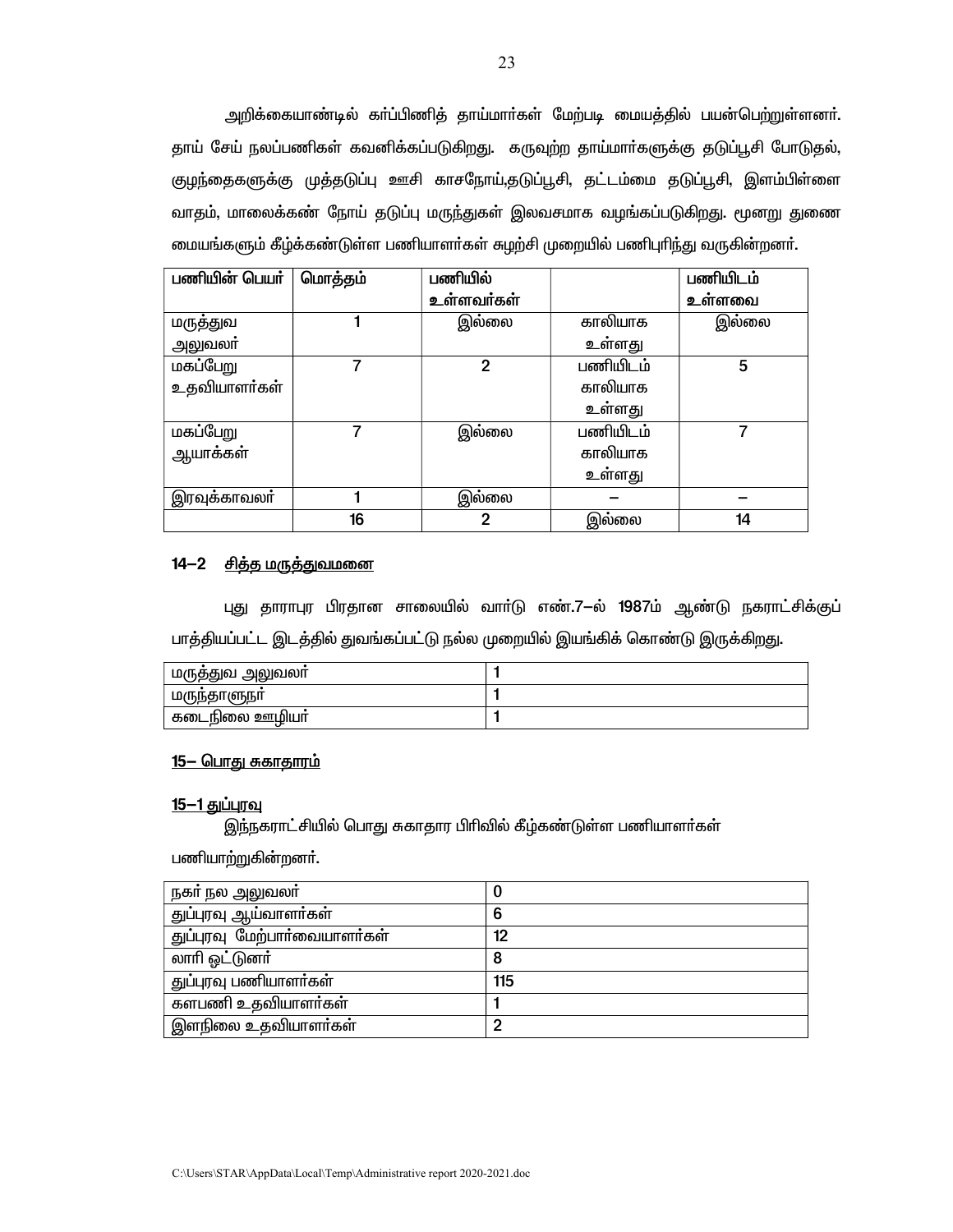அறிக்கையாண்டில் கர்ப்பிணித் தாய்மார்கள் மேற்படி மையத்தில் பயன்பெற்றுள்ளனர். தாய் சேய் நலப்பணிகள் கவனிக்கப்படுகிறது. கருவுற்ற தாய்மார்களுக்கு தடுப்பூசி போடுதல், குழந்தைகளுக்கு முத்தடுப்பு ஊசி காசநோய்,தடுப்பூசி, தட்டம்மை தடுப்பூசி, இளம்பிள்ளை வாதம், மாலைக்கண் நோய் தடுப்பு மருந்துகள் இலவசமாக வழங்கப்படுகிறது. மூனறு துணை மையங்களும் கீழ்க்கண்டுள்ள பணியாளர்கள் சுழற்சி முறையில் பணிபுரிந்து வருகின்றனர்.

| பணியின் பெயர் | மொத்தம் | பணியில் உள்ளவர்கள் | | பணியிடம் உள்ளவை |
|---|---|---|---|---|
| மருத்துவ அலுவலர் | 1 | இல்லை | காலியாக உள்ளது | இல்லை |
| மகப்பேறு உதவியாளர்கள் | 7 | 2 | பணியிடம் காலியாக உள்ளது | 5 |
| மகப்பேறு ஆயாக்கள் | 7 | இல்லை | பணியிடம் காலியாக உள்ளது | 7 |
| இரவுக்காவலர் | 1 | இல்லை | – | – |
| | 16 | 2 | இல்லை | 14 |

## 14–2 சித்த மருத்துவமனை

புது தாராபுர பிரதான சாலையில் வார்டு எண்.7–ல் **1987**ம் ஆண்டு நகராட்சிக்குப் பாத்தியப்பட்ட இடத்தில் துவங்கப்பட்டு நல்ல முறையில் இயங்கிக் கொண்டு இருக்கிறது.

| | |
|---|---|
| மருத்துவ அலுவலர் | 1 |
| மருந்தாளுநர் | 1 |
| கடைநிலை ஊழியர் | 1 |

## 15– பொது சுகாதாரம்

### 15–1 துப்புரவு

இந்நகராட்சியில் பொது சுகாதார பிரிவில் கீழ்கண்டுள்ள பணியாளர்கள் பணியாற்றுகின்றனர்.

| | |
|---|---|
| நகர் நல அலுவலர் | 0 |
| துப்புரவு ஆய்வாளர்கள் | 6 |
| துப்புரவு மேற்பார்வையாளர்கள் | 12 |
| லாரி ஓட்டுனர் | 8 |
| துப்புரவு பணியாளர்கள் | 115 |
| களபணி உதவியாளர்கள் | 1 |
| இளநிலை உதவியாளர்கள் | 2 |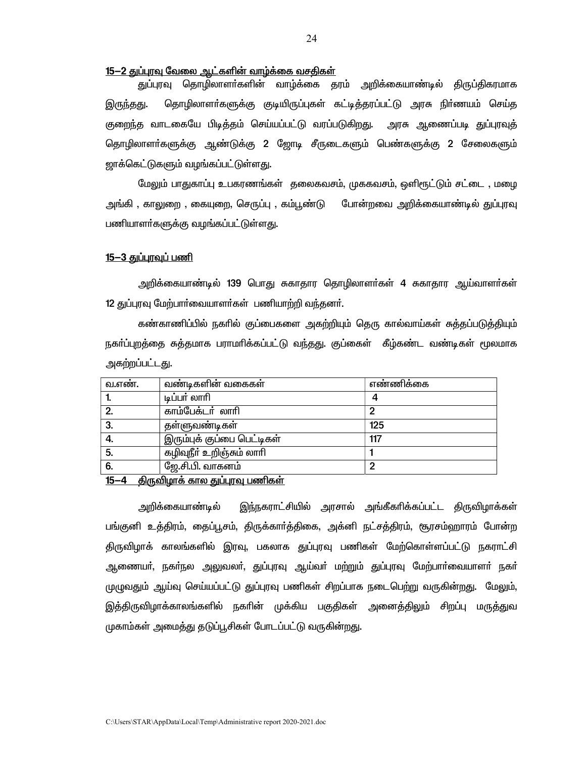**15–2 துப்புரவு வேலை ஆட்களின் வாழ்க்கை வசதிகள்**

துப்புரவு தொழிலாளர்களின் வாழ்க்கை தரம் அறிக்கையாண்டில் திருப்திகரமாக இருந்தது. தொழிலாளர்களுக்கு குடியிருப்புகள் கட்டித்தரப்பட்டு அரசு நிர்ணயம் செய்த குறைந்த வாடகையே பிடித்தம் செய்யப்பட்டு வரப்படுகிறது. அரசு ஆணைப்படி துப்புரவுத் தொழிலாளர்களுக்கு ஆண்டுக்கு 2 ஜோடி சீருடைகளும் பெண்களுக்கு 2 சேலைகளும் ஜாக்கெட்டுகளும் வழங்கப்பட்டுள்ளது.

மேலும் பாதுகாப்பு உபகரணங்கள் தலைகவசம், முககவசம், ஒளிரூட்டும் சட்டை , மழை அங்கி , காலுறை , கையுறை, செருப்பு , கம்பூண்டு போன்றவை அறிக்கையாண்டில் துப்புரவு பணியாளர்களுக்கு வழங்கப்பட்டுள்ளது.

**15–3 துப்புரவுப் பணி**

அறிக்கையாண்டில் 139 பொது சுகாதார தொழிலாளர்கள் 4 சுகாதார ஆய்வாளர்கள் 12 துப்புரவு மேற்பார்வையாளர்கள் பணியாற்றி வந்தனர்.

கண்காணிப்பில் நகரில் குப்பைகளை அகற்றியும் தெரு கால்வாய்கள் சுத்தப்படுத்தியும் நகர்ப்புறத்தை சுத்தமாக பராமரிக்கப்பட்டு வந்தது. குப்கைள் கீழ்கண்ட வண்டிகள் மூலமாக அகற்றப்பட்டது.

| வ.எண். | வண்டிகளின் வகைகள் | எண்ணிக்கை |
|---|---|---|
| 1. | டிப்பர் லாரி | 4 |
| 2. | காம்பேக்டர் லாரி | 2 |
| 3. | தள்ளுவண்டிகள் | 125 |
| 4. | இரும்புக் குப்பை பெட்டிகள் | 117 |
| 5. | கழிவுநீர் உறிஞ்சும் லாரி | 1 |
| 6. | ஜே.சி.பி. வாகனம் | 2 |

**15–4 திருவிழாக் கால துப்புரவு பணிகள்**

அறிக்கையாண்டில் இந்நகராட்சியில் அரசால் அங்கீகரிக்கப்பட்ட திருவிழாக்கள் பங்குனி உத்திரம், தைப்பூசம், திருக்கார்த்திகை, அக்னி நட்சத்திரம், சூரசம்ஹாரம் போன்ற திருவிழாக் காலங்களில் இரவு, பகலாக துப்புரவு பணிகள் மேற்கொள்ளப்பட்டு நகராட்சி ஆணையர், நகர்நல அலுவலர், துப்புரவு ஆய்வர் மற்றும் துப்புரவு மேற்பார்வையாளர் நகர் முழுவதும் ஆய்வு செய்யப்பட்டு துப்புரவு பணிகள் சிறப்பாக நடைபெற்று வருகின்றது. மேலும், இத்திருவிழாக்காலங்களில் நகரின் முக்கிய பகுதிகள் அனைத்திலும் சிறப்பு மருத்துவ முகாம்கள் அமைத்து தடுப்பூசிகள் போடப்பட்டு வருகின்றது.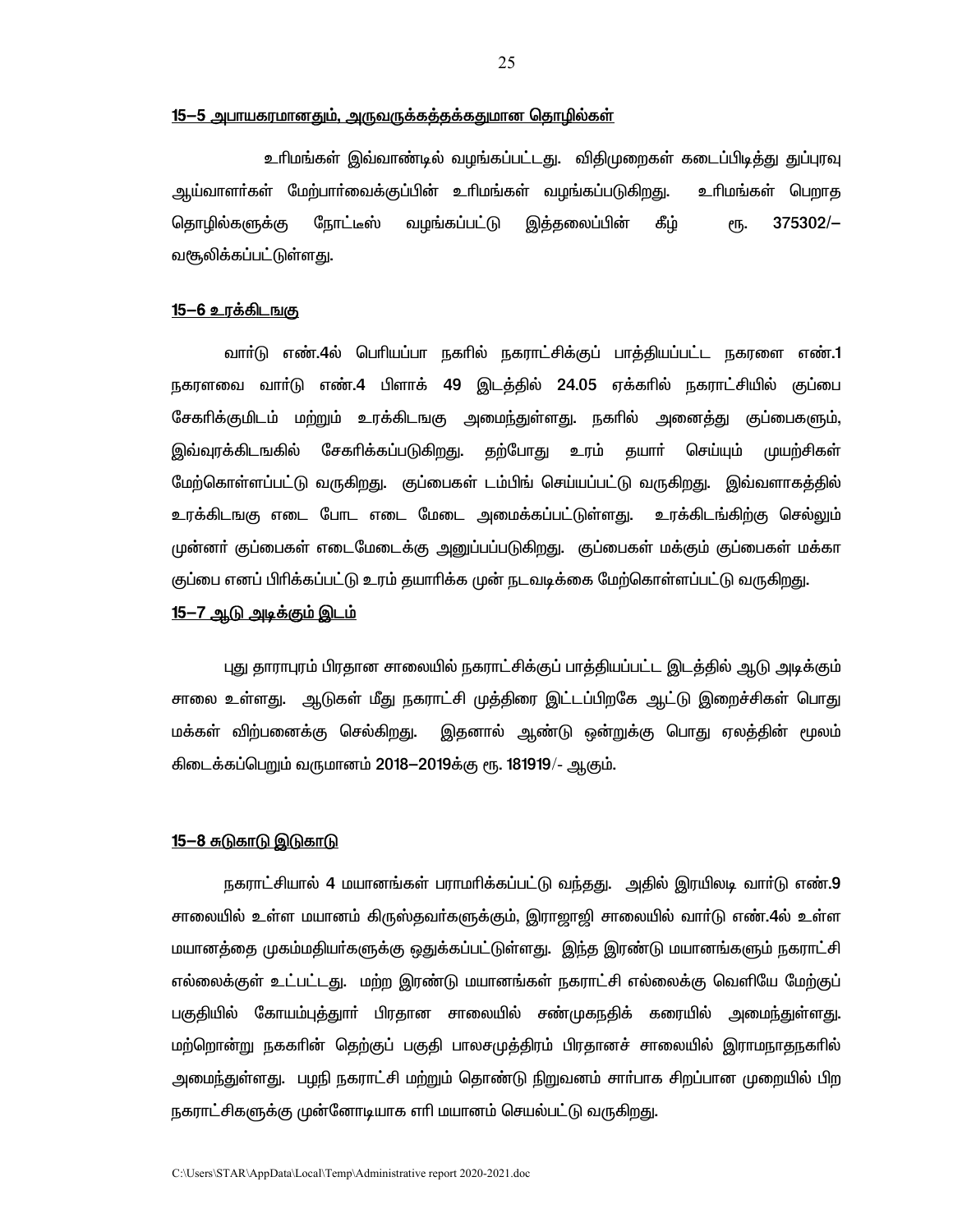## 15–5 அபாயகரமானதும், அருவருக்கத்தக்கதுமான தொழில்கள்

உரிமங்கள் இவ்வாண்டில் வழங்கப்பட்டது. விதிமுறைகள் கடைப்பிடித்து துப்புரவு ஆய்வாளர்கள் மேற்பார்வைக்குப்பின் உரிமங்கள் வழங்கப்படுகிறது. உரிமங்கள் பெறாத தொழில்களுக்கு நோட்டீஸ் வழங்கப்பட்டு இத்தலைப்பின் கீழ் ரூ. 375302/– வசூலிக்கப்பட்டுள்ளது.

## 15–6 உரக்கிடங்கு

வார்டு எண்.4ல் பெரியப்பா நகரில் நகராட்சிக்குப் பாத்தியப்பட்ட நகரளை எண்.1 நகரளவை வார்டு எண்.4 பிளாக் 49 இடத்தில் 24.05 ஏக்கரில் நகராட்சியில் குப்பை சேகரிக்குமிடம் மற்றும் உரக்கிடங்கு அமைந்துள்ளது. நகரில் அனைத்து குப்பைகளும், இவ்வுரக்கிடங்கில் சேகரிக்கப்படுகிறது. தற்போது உரம் தயார் செய்யும் முயற்சிகள் மேற்கொள்ளப்பட்டு வருகிறது. குப்பைகள் டம்பிங் செய்யப்பட்டு வருகிறது. இவ்வளாகத்தில் உரக்கிடங்கு எடை போட எடை மேடை அமைக்கப்பட்டுள்ளது. உரக்கிடங்கிற்கு செல்லும் முன்னர் குப்பைகள் எடைமேடைக்கு அனுப்பப்படுகிறது. குப்பைகள் மக்கும் குப்பைகள் மக்கா குப்பை எனப் பிரிக்கப்பட்டு உரம் தயாரிக்க முன் நடவடிக்கை மேற்கொள்ளப்பட்டு வருகிறது.

## 15–7 ஆடு அடிக்கும் இடம்

புது தாராபுரம் பிரதான சாலையில் நகராட்சிக்குப் பாத்தியப்பட்ட இடத்தில் ஆடு அடிக்கும் சாலை உள்ளது. ஆடுகள் மீது நகராட்சி முத்திரை இட்டப்பிறகே ஆட்டு இறைச்சிகள் பொது மக்கள் விற்பனைக்கு செல்கிறது. இதனால் ஆண்டு ஒன்றுக்கு பொது ஏலத்தின் மூலம் கிடைக்கப்பெறும் வருமானம் 2018–2019க்கு ரூ. 181919/- ஆகும்.

## 15–8 சுடுகாடு இடுகாடு

நகராட்சியால் 4 மயானங்கள் பராமரிக்கப்பட்டு வந்தது. அதில் இரயிலடி வார்டு எண்.9 சாலையில் உள்ள மயானம் கிருஸ்தவர்களுக்கும், இராஜாஜி சாலையில் வார்டு எண்.4ல் உள்ள மயானத்தை முகம்மதியர்களுக்கு ஒதுக்கப்பட்டுள்ளது. இந்த இரண்டு மயானங்களும் நகராட்சி எல்லைக்குள் உட்பட்டது. மற்ற இரண்டு மயானங்கள் நகராட்சி எல்லைக்கு வெளியே மேற்குப் பகுதியில் கோயம்புத்துார் பிரதான சாலையில் சண்முகநதிக் கரையில் அமைந்துள்ளது. மற்றொன்று நககரின் தெற்குப் பகுதி பாலசமுத்திரம் பிரதானச் சாலையில் இராமநாதநகரில் அமைந்துள்ளது. பழநி நகராட்சி மற்றும் தொண்டு நிறுவனம் சார்பாக சிறப்பான முறையில் பிற நகராட்சிகளுக்கு முன்னோடியாக எரி மயானம் செயல்பட்டு வருகிறது.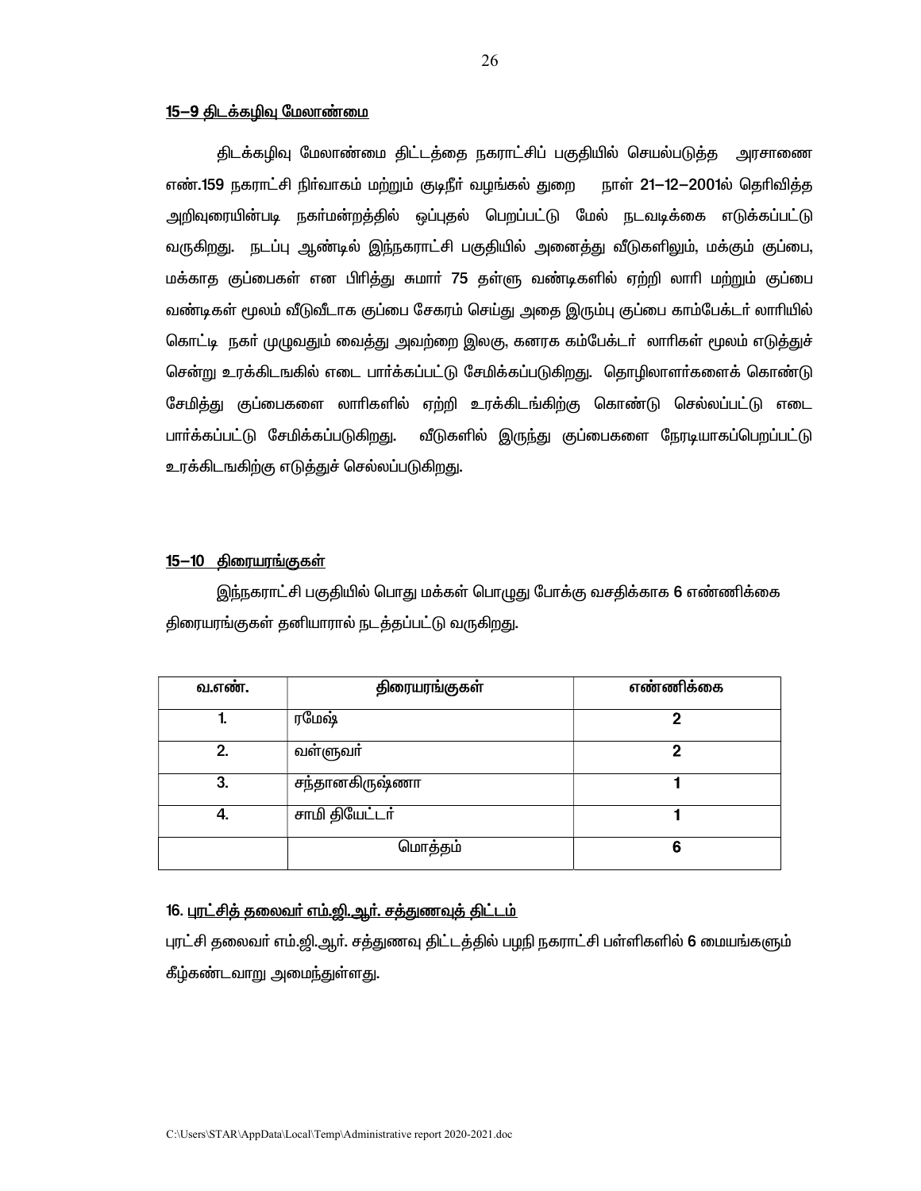**<u>15–9 திடக்கழிவு மேலாண்மை</u>**

திடக்கழிவு மேலாண்மை திட்டத்தை நகராட்சிப் பகுதியில் செயல்படுத்த அரசாணை எண்.159 நகராட்சி நிர்வாகம் மற்றும் குடிநீர் வழங்கல் துறை நாள் 21–12–2001ல் தெரிவித்த அறிவுரையின்படி நகர்மன்றத்தில் ஒப்புதல் பெறப்பட்டு மேல் நடவடிக்கை எடுக்கப்பட்டு வருகிறது. நடப்பு ஆண்டில் இந்நகராட்சி பகுதியில் அனைத்து வீடுகளிலும், மக்கும் குப்பை, மக்காத குப்பைகள் என பிரித்து சுமார் 75 தள்ளு வண்டிகளில் ஏற்றி லாரி மற்றும் குப்பை வண்டிகள் மூலம் வீடுவீடாக குப்பை சேகரம் செய்து அதை இரும்பு குப்பை காம்பேக்டர் லாரியில் கொட்டி நகர் முழுவதும் வைத்து அவற்றை இலகு, கனரக கம்பேக்டர் லாரிகள் மூலம் எடுத்துச் சென்று உரக்கிடங்கில் எடை பார்க்கப்பட்டு சேமிக்கப்படுகிறது. தொழிலாளர்களைக் கொண்டு சேமித்து குப்பைகளை லாரிகளில் ஏற்றி உரக்கிடங்கிற்கு கொண்டு செல்லப்பட்டு எடை பார்க்கப்பட்டு சேமிக்கப்படுகிறது. வீடுகளில் இருந்து குப்பைகளை நேரடியாகப்பெறப்பட்டு உரக்கிடஙகிற்கு எடுத்துச் செல்லப்படுகிறது.

**<u>15–10 திரையரங்குகள்</u>**

இந்நகராட்சி பகுதியில் பொது மக்கள் பொழுது போக்கு வசதிக்காக 6 எண்ணிக்கை திரையரங்குகள் தனியாரால் நடத்தப்பட்டு வருகிறது.

| வ.எண். | திரையரங்குகள் | எண்ணிக்கை |
|---|---|---|
| 1. | ரமேஷ் | 2 |
| 2. | வள்ளுவர் | 2 |
| 3. | சந்தானகிருஷ்ணா | 1 |
| 4. | சாமி தியேட்டர் | 1 |
| | மொத்தம் | 6 |

**<u>16. புரட்சித் தலைவர் எம்.ஜி.ஆர். சத்துணவுத் திட்டம்</u>**

புரட்சி தலைவர் எம்.ஜி.ஆர். சத்துணவு திட்டத்தில் பழநி நகராட்சி பள்ளிகளில் 6 மையங்களும் கீழ்கண்டவாறு அமைந்துள்ளது.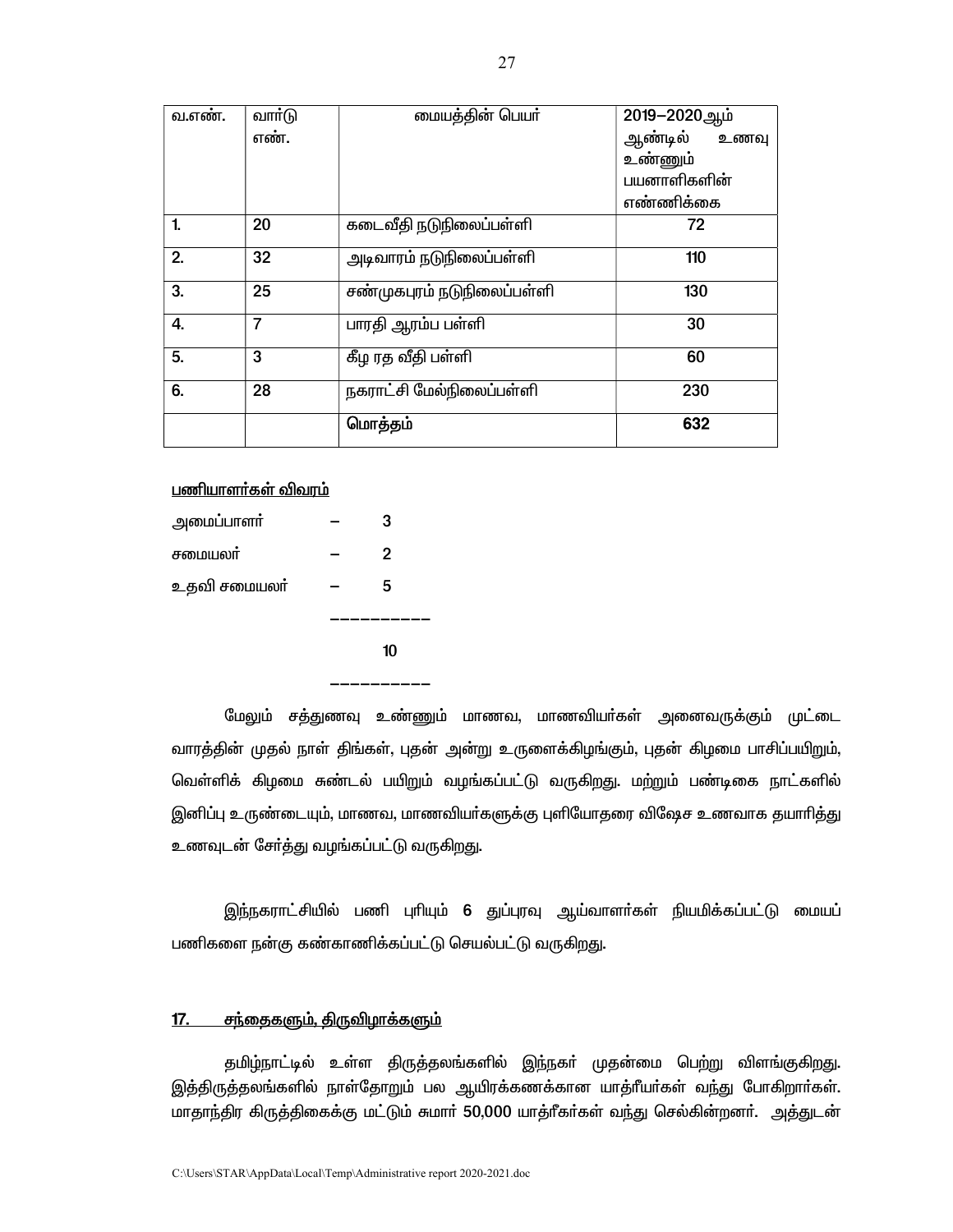| வ.எண். | வார்டு எண். | மையத்தின் பெயர் | 2019–2020ஆம் ஆண்டில் உணவு உண்ணும் பயனாளிகளின் எண்ணிக்கை |
|---|---|---|---|
| 1. | 20 | கடைவீதி நடுநிலைப்பள்ளி | 72 |
| 2. | 32 | அடிவாரம் நடுநிலைப்பள்ளி | 110 |
| 3. | 25 | சண்முகபுரம் நடுநிலைப்பள்ளி | 130 |
| 4. | 7 | பாரதி ஆரம்ப பள்ளி | 30 |
| 5. | 3 | கீழ ரத வீதி பள்ளி | 60 |
| 6. | 28 | நகராட்சி மேல்நிலைப்பள்ளி | 230 |
| | | மொத்தம் | 632 |

<u>பணியாளர்கள் விவரம்</u>

அமைப்பாளர் – 3

சமையலர் – 2

உதவி சமையலர் – 5

----------

10

----------

மேலும் சத்துணவு உண்ணும் மாணவ, மாணவியர்கள் அனைவருக்கும் முட்டை வாரத்தின் முதல் நாள் திங்கள், புதன் அன்று உருளைக்கிழங்கும், புதன் கிழமை பாசிப்பயிறும், வெள்ளிக் கிழமை சுண்டல் பயிறும் வழங்கப்பட்டு வருகிறது. மற்றும் பண்டிகை நாட்களில் இனிப்பு உருண்டையும், மாணவ, மாணவியர்களுக்கு புளியோதரை விஷேச உணவாக தயாரித்து உணவுடன் சேர்த்து வழங்கப்பட்டு வருகிறது.

இந்நகராட்சியில் பணி புரியும் 6 துப்புரவு ஆய்வாளர்கள் நியமிக்கப்பட்டு மையப் பணிகளை நன்கு கண்காணிக்கப்பட்டு செயல்பட்டு வருகிறது.

## 17. <u>சந்தைகளும், திருவிழாக்களும்</u>

தமிழ்நாட்டில் உள்ள திருத்தலங்களில் இந்நகர் முதன்மை பெற்று விளங்குகிறது. இத்திருத்தலங்களில் நாள்தோறும் பல ஆயிரக்கணக்கான யாத்ரீயர்கள் வந்து போகிறார்கள். மாதாந்திர கிருத்திகைக்கு மட்டும் சுமார் 50,000 யாத்ரீகர்கள் வந்து செல்கின்றனர். அத்துடன்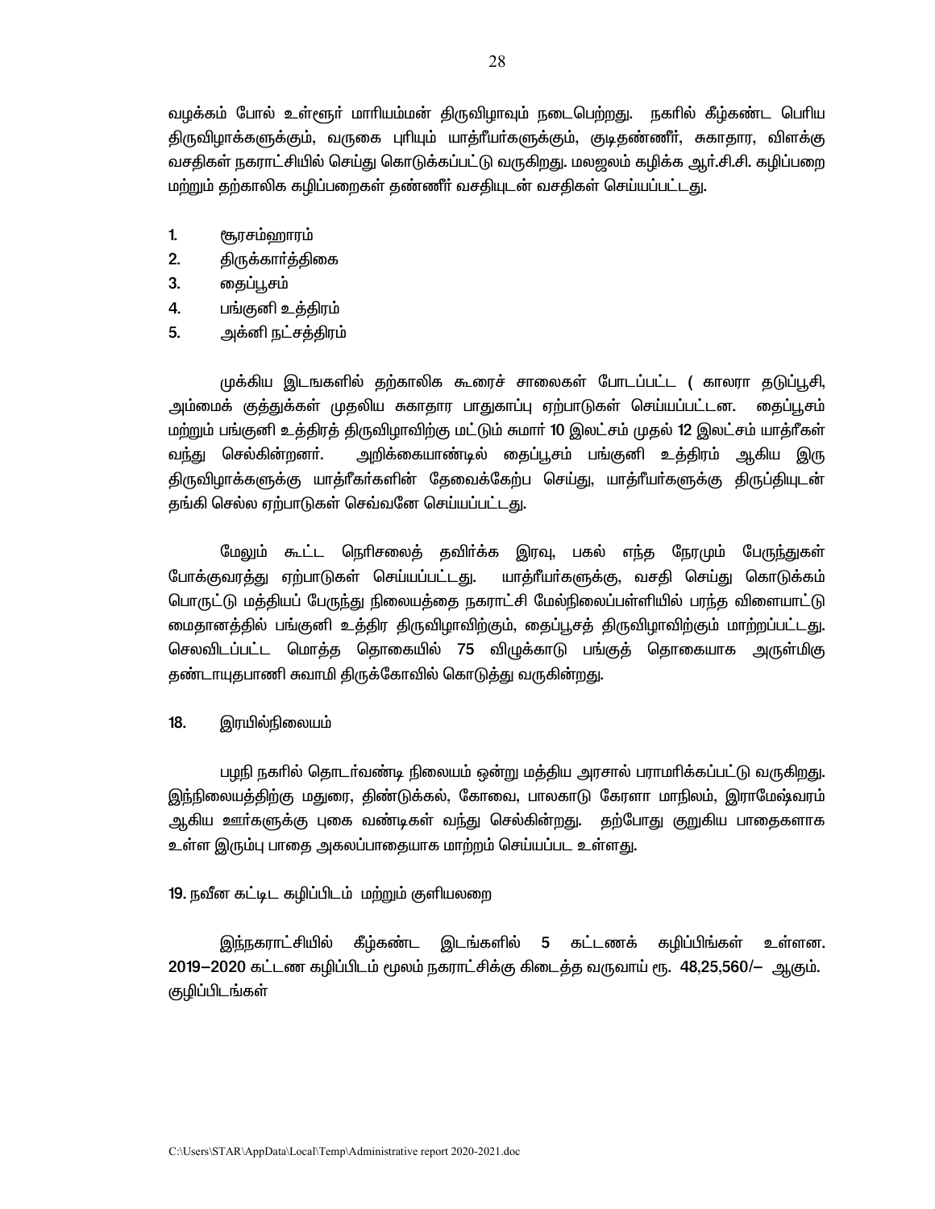வழக்கம் போல் உள்ளூர் மாரியம்மன் திருவிழாவும் நடைபெற்றது. நகரில் கீழ்கண்ட பெரிய திருவிழாக்களுக்கும், வருகை புரியும் யாத்ரீயர்களுக்கும், குடிதண்ணீர், சுகாதார, விளக்கு வசதிகள் நகராட்சியில் செய்து கொடுக்கப்பட்டு வருகிறது. மலஜலம் கழிக்க ஆர்.சி.சி. கழிப்பறை மற்றும் தற்காலிக கழிப்பறைகள் தண்ணீர் வசதியுடன் வசதிகள் செய்யப்பட்டது.

1. சூரசம்ஹாரம்
2. திருக்கார்த்திகை
3. தைப்பூசம்
4. பங்குனி உத்திரம்
5. அக்னி நட்சத்திரம்

முக்கிய இடங்களில் தற்காலிக கூரைச் சாலைகள் போடப்பட்ட ( காலரா தடுப்பூசி, அம்மைக் குத்துக்கள் முதலிய சுகாதார பாதுகாப்பு ஏற்பாடுகள் செய்யப்பட்டன. தைப்பூசம் மற்றும் பங்குனி உத்திரத் திருவிழாவிற்கு மட்டும் சுமார் 10 இலட்சம் முதல் 12 இலட்சம் யாத்ரீகள் வந்து செல்கின்றனர். அறிக்கையாண்டில் தைப்பூசம் பங்குனி உத்திரம் ஆகிய இரு திருவிழாக்களுக்கு யாத்ரீகர்களின் தேவைக்கேற்ப செய்து, யாத்ரீயர்களுக்கு திருப்தியுடன் தங்கி செல்ல ஏற்பாடுகள் செவ்வனே செய்யப்பட்டது.

மேலும் கூட்ட நெரிசலைத் தவிர்க்க இரவு, பகல் எந்த நேரமும் பேருந்துகள் போக்குவரத்து ஏற்பாடுகள் செய்யப்பட்டது. யாத்ரீயர்களுக்கு, வசதி செய்து கொடுக்கம் பொருட்டு மத்தியப் பேருந்து நிலையத்தை நகராட்சி மேல்நிலைப்பள்ளியில் பரந்த விளையாட்டு மைதானத்தில் பங்குனி உத்திர திருவிழாவிற்கும், தைப்பூசத் திருவிழாவிற்கும் மாற்றப்பட்டது. செலவிடப்பட்ட மொத்த தொகையில் 75 விழுக்காடு பங்குத் தொகையாக அருள்மிகு தண்டாயுதபாணி சுவாமி திருக்கோவில் கொடுத்து வருகின்றது.

## 18. இரயில்நிலையம்

பழநி நகரில் தொடர்வண்டி நிலையம் ஒன்று மத்திய அரசால் பராமரிக்கப்பட்டு வருகிறது. இந்நிலையத்திற்கு மதுரை, திண்டுக்கல், கோவை, பாலகாடு கேரளா மாநிலம், இராமேஷ்வரம் ஆகிய ஊர்களுக்கு புகை வண்டிகள் வந்து செல்கின்றது. தற்போது குறுகிய பாதைகளாக உள்ள இரும்பு பாதை அகலப்பாதையாக மாற்றம் செய்யப்பட உள்ளது.

## 19. நவீன கட்டிட கழிப்பிடம் மற்றும் குளியலறை

இந்நகராட்சியில் கீழ்கண்ட இடங்களில் 5 கட்டணக் கழிப்பிங்கள் உள்ளன. 2019–2020 கட்டண கழிப்பிடம் மூலம் நகராட்சிக்கு கிடைத்த வருவாய் ரூ. 48,25,560/– ஆகும். குழிப்பிடங்கள்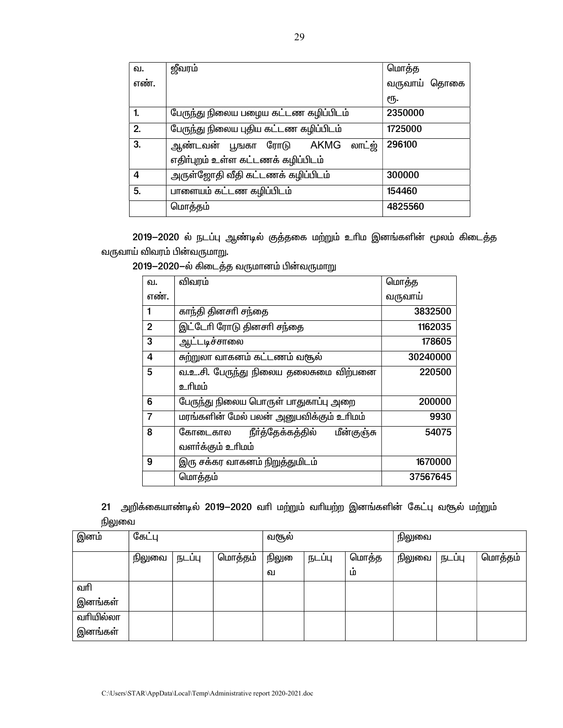| வ. எண். | ஜீவரம் | மொத்த வருவாய் தொகை ரூ. |
|---|---|---|
| 1. | பேருந்து நிலைய பழைய கட்டண கழிப்பிடம் | 2350000 |
| 2. | பேருந்து நிலைய புதிய கட்டண கழிப்பிடம் | 1725000 |
| 3. | ஆண்டவன் பூஙகா ரோடு AKMG லாட்ஜ் எதிர்புறம் உள்ள கட்டணக் கழிப்பிடம் | 296100 |
| 4 | அருள்ஜோதி வீதி கட்டணக் கழிப்பிடம் | 300000 |
| 5. | பாளையம் கட்டண கழிப்பிடம் | 154460 |
| | மொத்தம் | 4825560 |

2019–2020 ல் நடப்பு ஆண்டில் குத்தகை மற்றும் உரிம இனங்களின் மூலம் கிடைத்த வருவாய் விவரம் பின்வருமாறு.

2019–2020–ல் கிடைத்த வருமானம் பின்வருமாறு

| வ. எண். | விவரம் | மொத்த வருவாய் |
|---|---|---|
| 1 | காந்தி தினசரி சந்தை | 3832500 |
| 2 | இட்டேரி ரோடு தினசரி சந்தை | 1162035 |
| 3 | ஆட்டடிச்சாலை | 178605 |
| 4 | சுற்றுலா வாகனம் கட்டணம் வசூல் | 30240000 |
| 5 | வ.உ.சி. பேருந்து நிலைய தலைசுமை விற்பனை உரிமம் | 220500 |
| 6 | பேருந்து நிலைய பொருள் பாதுகாப்பு அறை | 200000 |
| 7 | மரங்களின் மேல் பலன் அனுபவிக்கும் உரிமம் | 9930 |
| 8 | கோடைகால நீர்த்தேக்கத்தில் மீன்குஞ்சு வளர்க்கும் உரிமம் | 54075 |
| 9 | இரு சக்கர வாகனம் நிறுத்துமிடம் | 1670000 |
| | மொத்தம் | 37567645 |

21 அறிக்கையாண்டில் 2019–2020 வரி மற்றும் வரியற்ற இனங்களின் கேட்பு வசூல் மற்றும் நிலுவை

| இனம் | கேட்பு | | | வசூல் | | | நிலுவை | | |
|---|---|---|---|---|---|---|---|---|---|
| | நிலுவை | நடப்பு | மொத்தம் | நிலுவை | நடப்பு | மொத்தம் | நிலுவை | நடப்பு | மொத்தம் |
| வரி இனங்கள் | | | | | | | | | |
| வரியில்லா இனங்கள் | | | | | | | | | |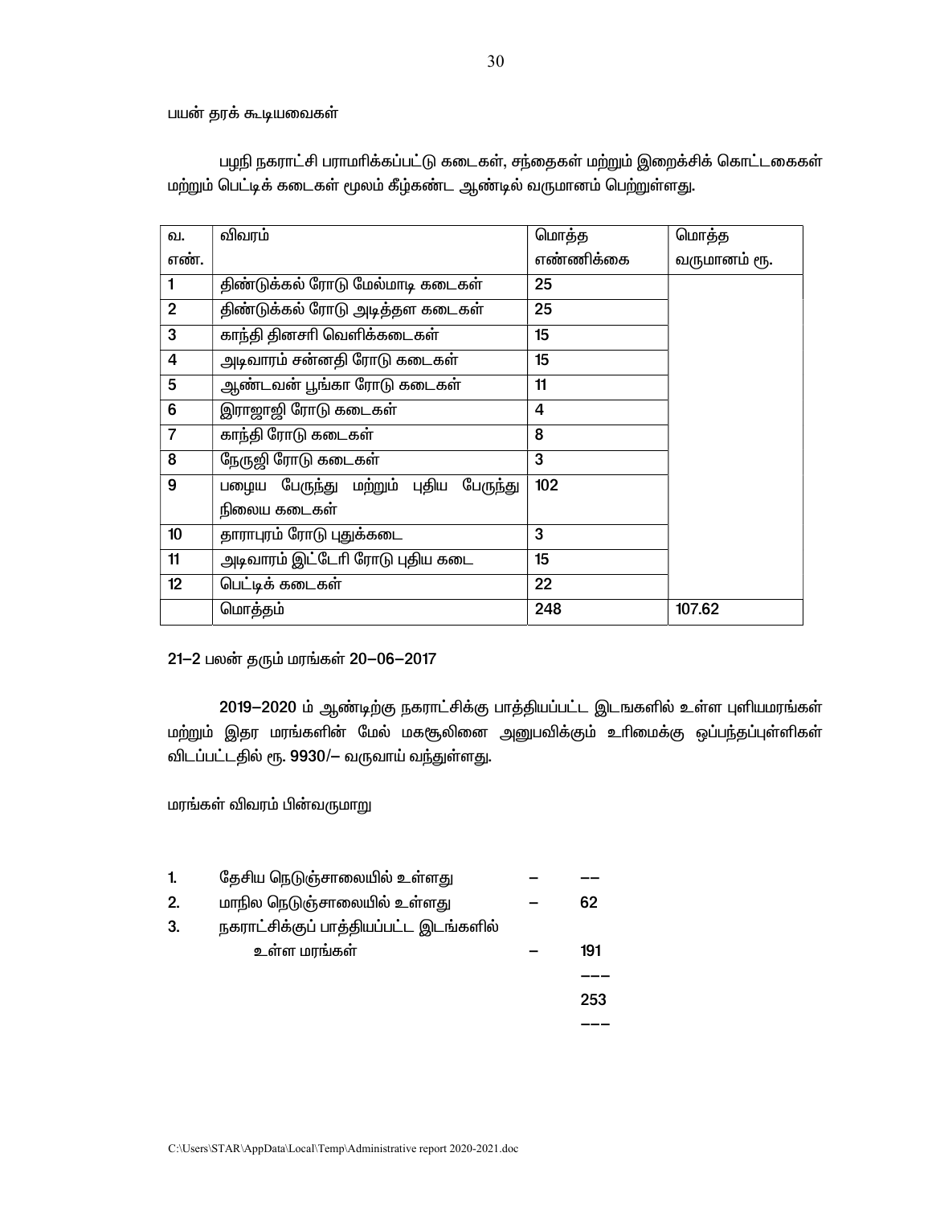பயன் தரக் கூடியவைகள்

பழநி நகராட்சி பராமரிக்கப்பட்டு கடைகள், சந்தைகள் மற்றும் இறைச்சிக் கொட்டகைகள் மற்றும் பெட்டிக் கடைகள் மூலம் கீழ்கண்ட ஆண்டில் வருமானம் பெற்றுள்ளது.

| வ. எண். | விவரம் | மொத்த எண்ணிக்கை | மொத்த வருமானம் ரூ. |
|---|---|---|---|
| 1 | திண்டுக்கல் ரோடு மேல்மாடி கடைகள் | 25 | |
| 2 | திண்டுக்கல் ரோடு அடித்தள கடைகள் | 25 | |
| 3 | காந்தி தினசரி வெளிக்கடைகள் | 15 | |
| 4 | அடிவாரம் சன்னதி ரோடு கடைகள் | 15 | |
| 5 | ஆண்டவன் பூங்கா ரோடு கடைகள் | 11 | |
| 6 | இராஜாஜி ரோடு கடைகள் | 4 | |
| 7 | காந்தி ரோடு கடைகள் | 8 | |
| 8 | நேருஜி ரோடு கடைகள் | 3 | |
| 9 | பழைய பேருந்து மற்றும் புதிய பேருந்து நிலைய கடைகள் | 102 | |
| 10 | தாராபுரம் ரோடு புதுக்கடை | 3 | |
| 11 | அடிவாரம் இட்டேரி ரோடு புதிய கடை | 15 | |
| 12 | பெட்டிக் கடைகள் | 22 | |
| | மொத்தம் | 248 | 107.62 |

21–2 பலன் தரும் மரங்கள் 20–06–2017

2019–2020 ம் ஆண்டிற்கு நகராட்சிக்கு பாத்தியப்பட்ட இடஙகளில் உள்ள புளியமரங்கள் மற்றும் இதர மரங்களின் மேல் மகசூலினை அனுபவிக்கும் உரிமைக்கு ஒப்பந்தப்புள்ளிகள் விடப்பட்டதில் ரூ. 9930/– வருவாய் வந்துள்ளது.

மரங்கள் விவரம் பின்வருமாறு

1. தேசிய நெடுஞ்சாலையில் உள்ளது – ––
2. மாநில நெடுஞ்சாலையில் உள்ளது – 62
3. நகராட்சிக்குப் பாத்தியப்பட்ட இடங்களில் உள்ள மரங்கள் – 191

––– 
253
–––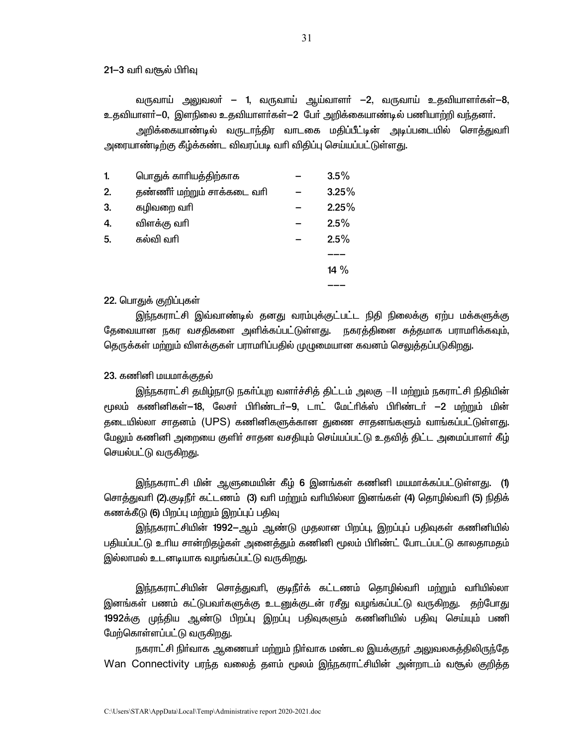21–3 வரி வசூல் பிரிவு

வருவாய் அலுவலர் – 1, வருவாய் ஆய்வாளர் –2, வருவாய் உதவியாளர்கள்–8, உதவியாளர்–0, இளநிலை உதவியாளர்கள்–2 பேர் அறிக்கையாண்டில் பணியாற்றி வந்தனர்.

அறிக்கையாண்டில் வருடாந்திர வாடகை மதிப்பீட்டின் அடிப்படையில் சொத்துவரி அரையாண்டிற்கு கீழ்க்கண்ட விவரப்படி வரி விதிப்பு செய்யப்பட்டுள்ளது.

| | | | |
|---|---|---|---|
| 1. | பொதுக் காரியத்திற்காக | – | 3.5% |
| 2. | தண்ணீர் மற்றும் சாக்கடை வரி | – | 3.25% |
| 3. | கழிவறை வரி | – | 2.25% |
| 4. | விளக்கு வரி | – | 2.5% |
| 5. | கல்வி வரி | – | 2.5% |
| | | | 14 % |

22. பொதுக் குறிப்புகள்

இந்நகராட்சி இவ்வாண்டில் தனது வரம்புக்குட்பட்ட நிதி நிலைக்கு ஏற்ப மக்களுக்கு தேவையான நகர வசதிகளை அளிக்கப்பட்டுள்ளது. நகரத்தினை சுத்தமாக பராமரிக்கவும், தெருக்கள் மற்றும் விளக்குகள் பராமரிப்பதில் முழுமையான கவனம் செலுத்தப்படுகிறது.

23. கணினி மயமாக்குதல்

இந்நகராட்சி தமிழ்நாடு நகர்ப்புற வளர்ச்சித் திட்டம் அலகு –II மற்றும் நகராட்சி நிதியின் மூலம் கணினிகள்–18, லேசர் பிரிண்டர்–9, டாட் மேட்ரிக்ஸ் பிரிண்டர் –2 மற்றும் மின் தடையில்லா சாதனம் (UPS) கணினிகளுக்கான துணை சாதனங்களும் வாங்கப்பட்டுள்ளது. மேலும் கணினி அறையை குளிர் சாதன வசதியும் செய்யப்பட்டு உதவித் திட்ட அமைப்பாளர் கீழ் செயல்பட்டு வருகிறது.

இந்நகராட்சி மின் ஆளுமையின் கீழ் 6 இனங்கள் கணினி மயமாக்கப்பட்டுள்ளது. (1) சொத்துவரி (2).குடிநீர் கட்டணம் (3) வரி மற்றும் வரியில்லா இனங்கள் (4) தொழில்வரி (5) நிதிக் கணக்கீடு (6) பிறப்பு மற்றும் இறப்புப் பதிவு

இந்நகராட்சியின் 1992–ஆம் ஆண்டு முதலான பிறப்பு, இறப்புப் பதிவுகள் கணினியில் பதியப்பட்டு உரிய சான்றிதழ்கள் அனைத்தும் கணினி மூலம் பிரிண்ட் போடப்பட்டு காலதாமதம் இல்லாமல் உடனடியாக வழங்கப்பட்டு வருகிறது.

இந்நகராட்சியின் சொத்துவரி, குடிநீர்க் கட்டணம் தொழில்வரி மற்றும் வரியில்லா இனங்கள் பணம் கட்டுபவர்களுக்கு உடனுக்குடன் ரசீது வழங்கப்பட்டு வருகிறது. தற்போது 1992க்கு முந்திய ஆண்டு பிறப்பு இறப்பு பதிவுகளும் கணினியில் பதிவு செய்யும் பணி மேற்கொள்ளப்பட்டு வருகிறது.

நகராட்சி நிர்வாக ஆணையர் மற்றும் நிர்வாக மண்டல இயக்குநர் அலுவலகத்திலிருந்தே Wan Connectivity பரந்த வலைத் தளம் மூலம் இந்நகராட்சியின் அன்றாடம் வசூல் குறித்த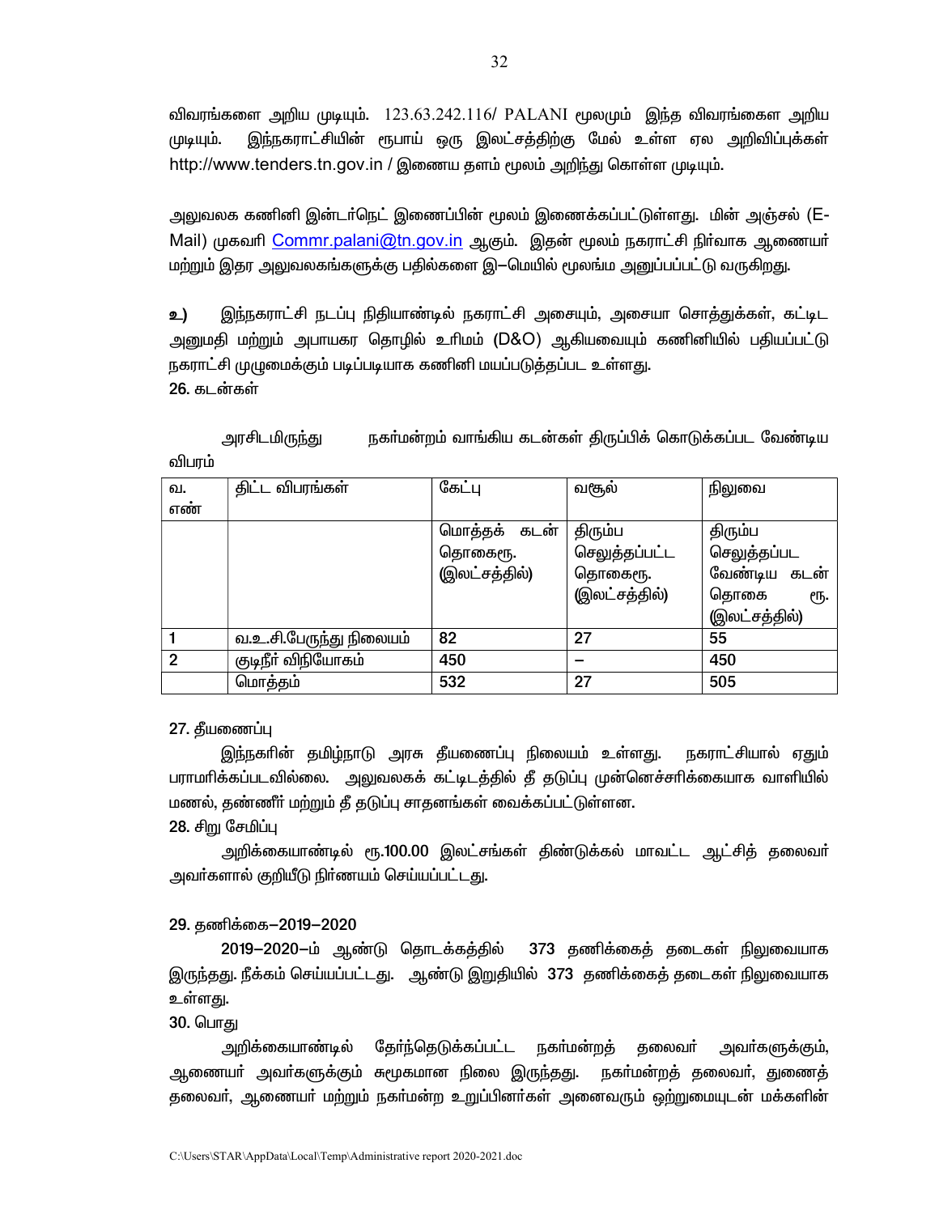விவரங்களை அறிய முடியும். 123.63.242.116/ PALANI மூலமும் இந்த விவரங்களை அறிய முடியும். இந்நகராட்சியின் ரூபாய் ஒரு இலட்சத்திற்கு மேல் உள்ள ஏல அறிவிப்புக்கள் http://www.tenders.tn.gov.in / இணைய தளம் மூலம் அறிந்து கொள்ள முடியும்.

அலுவலக கணினி இன்டர்நெட் இணைப்பின் மூலம் இணைக்கப்பட்டுள்ளது. மின் அஞ்சல் (E-Mail) முகவரி Commr.palani@tn.gov.in ஆகும். இதன் மூலம் நகராட்சி நிர்வாக ஆணையர் மற்றும் இதர அலுவலகங்களுக்கு பதில்களை இ–மெயில் மூலங்ம அனுப்பப்பட்டு வருகிறது.

**உ)** இந்நகராட்சி நடப்பு நிதியாண்டில் நகராட்சி அசையும், அசையா சொத்துக்கள், கட்டிட அனுமதி மற்றும் அபாயகர தொழில் உரிமம் (D&O) ஆகியவையும் கணினியில் பதியப்பட்டு நகராட்சி முழுமைக்கும் படிப்படியாக கணினி மயப்படுத்தப்பட உள்ளது.

26. கடன்கள்

அரசிடமிருந்து நகர்மன்றம் வாங்கிய கடன்கள் திருப்பிக் கொடுக்கப்பட வேண்டிய விபரம்

| வ. எண் | திட்ட விபரங்கள் | கேட்பு | வசூல் | நிலுவை |
|---|---|---|---|---|
| | | மொத்தக் கடன் தொகைரூ. (இலட்சத்தில்) | திரும்ப செலுத்தப்பட்ட தொகைரூ. (இலட்சத்தில்) | திரும்ப செலுத்தப்பட வேண்டிய கடன் தொகை ரூ. (இலட்சத்தில்) |
| 1 | வ.உ.சி.பேருந்து நிலையம் | 82 | 27 | 55 |
| 2 | குடிநீர் விநியோகம் | 450 | – | 450 |
| | மொத்தம் | 532 | 27 | 505 |

27. தீயணைப்பு

இந்நகரின் தமிழ்நாடு அரசு தீயணைப்பு நிலையம் உள்ளது. நகராட்சியால் ஏதும் பராமரிக்கப்படவில்லை. அலுவலகக் கட்டிடத்தில் தீ தடுப்பு முன்னெச்சரிக்கையாக வாளியில் மணல், தண்ணீர் மற்றும் தீ தடுப்பு சாதனங்கள் வைக்கப்பட்டுள்ளன.

28. சிறு சேமிப்பு

அறிக்கையாண்டில் ரூ.100.00 இலட்சங்கள் திண்டுக்கல் மாவட்ட ஆட்சித் தலைவர் அவர்களால் குறியீடு நிர்ணயம் செய்யப்பட்டது.

29. தணிக்கை–2019–2020

2019–2020–ம் ஆண்டு தொடக்கத்தில் 373 தணிக்கைத் தடைகள் நிலுவையாக இருந்தது. நீக்கம் செய்யப்பட்டது. ஆண்டு இறுதியில் 373 தணிக்கைத் தடைகள் நிலுவையாக உள்ளது.

30. பொது

அறிக்கையாண்டில் தேர்ந்தெடுக்கப்பட்ட நகர்மன்றத் தலைவர் அவர்களுக்கும், ஆணையர் அவர்களுக்கும் சுமூகமான நிலை இருந்தது. நகர்மன்றத் தலைவர், துணைத் தலைவர், ஆணையர் மற்றும் நகர்மன்ற உறுப்பினர்கள் அனைவரும் ஒற்றுமையுடன் மக்களின்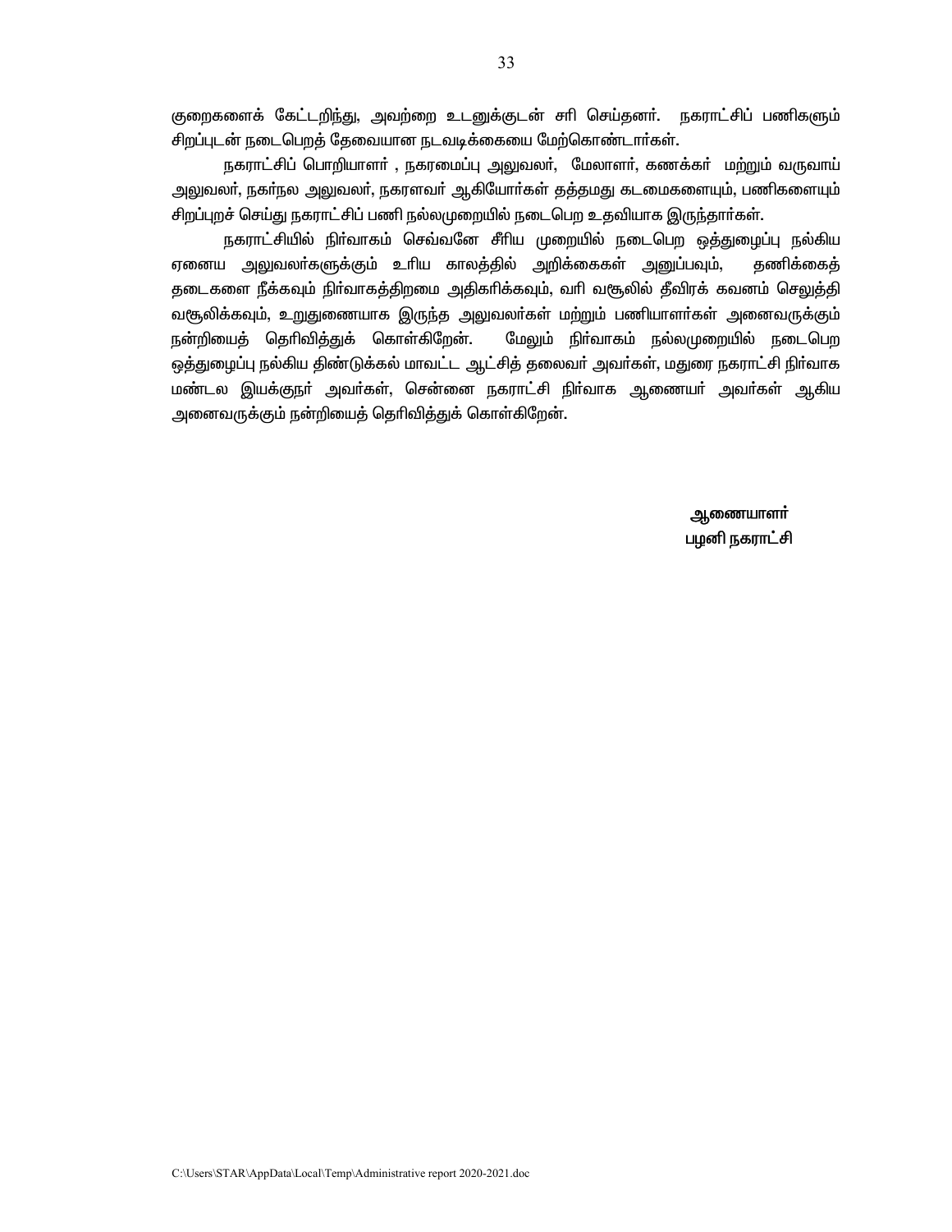குறைகளைக் கேட்டறிந்து, அவற்றை உடனுக்குடன் சரி செய்தனர். நகராட்சிப் பணிகளும் சிறப்புடன் நடைபெறத் தேவையான நடவடிக்கையை மேற்கொண்டார்கள்.

நகராட்சிப் பொறியாளர் , நகரமைப்பு அலுவலர், மேலாளர், கணக்கர் மற்றும் வருவாய் அலுவலர், நகர்நல அலுவலர், நகரளவர் ஆகியோர்கள் தத்தமது கடமைகளையும், பணிகளையும் சிறப்புறச் செய்து நகராட்சிப் பணி நல்லமுறையில் நடைபெற உதவியாக இருந்தார்கள்.

நகராட்சியில் நிர்வாகம் செவ்வனே சீரிய முறையில் நடைபெற ஒத்துழைப்பு நல்கிய ஏனைய அலுவலர்களுக்கும் உரிய காலத்தில் அறிக்கைகள் அனுப்பவும், தணிக்கைத் தடைகளை நீக்கவும் நிர்வாகத்திறமை அதிகரிக்கவும், வரி வசூலில் தீவிரக் கவனம் செலுத்தி வசூலிக்கவும், உறுதுணையாக இருந்த அலுவலர்கள் மற்றும் பணியாளர்கள் அனைவருக்கும் நன்றியைத் தெரிவித்துக் கொள்கிறேன். மேலும் நிர்வாகம் நல்லமுறையில் நடைபெற ஒத்துழைப்பு நல்கிய திண்டுக்கல் மாவட்ட ஆட்சித் தலைவர் அவர்கள், மதுரை நகராட்சி நிர்வாக மண்டல இயக்குநர் அவர்கள், சென்னை நகராட்சி நிர்வாக ஆணையர் அவர்கள் ஆகிய அனைவருக்கும் நன்றியைத் தெரிவித்துக் கொள்கிறேன்.

**ஆணையாளர்**
**பழனி நகராட்சி**